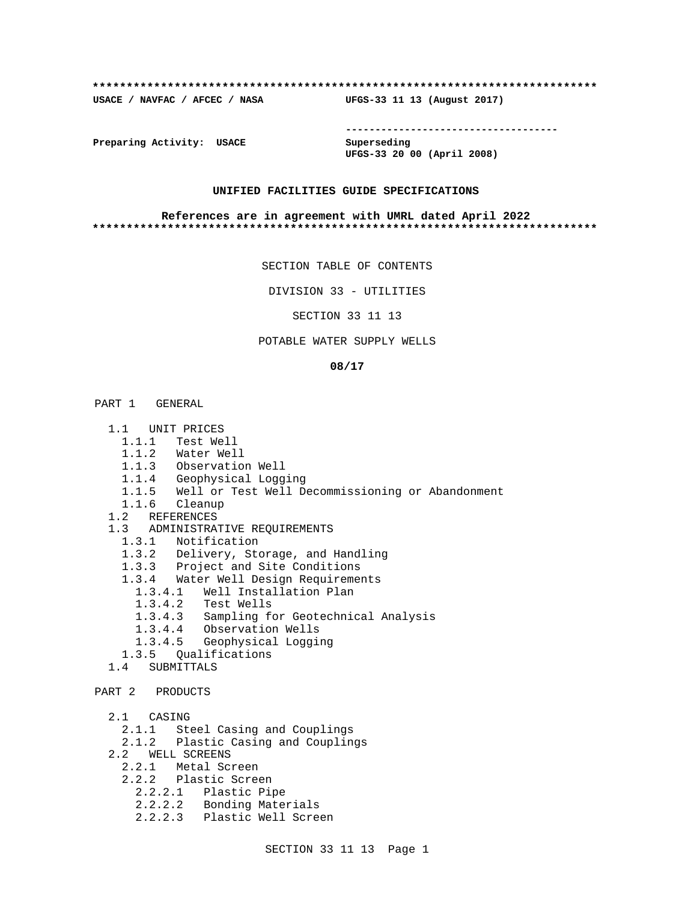**************************************************************************

**USACE / NAVFAC / AFCEC / NASA** **UFGS-33 11 13 (August 2017)**

-----------------------------------

**Preparing Activity: USACE** **Superseding**
**UFGS-33 20 00 (April 2008)**

**UNIFIED FACILITIES GUIDE SPECIFICATIONS**

**References are in agreement with UMRL dated April 2022**

**************************************************************************

SECTION TABLE OF CONTENTS

DIVISION 33 - UTILITIES

SECTION 33 11 13

POTABLE WATER SUPPLY WELLS

**08/17**

PART 1 GENERAL

- 1.1 UNIT PRICES
  - 1.1.1 Test Well
  - 1.1.2 Water Well
  - 1.1.3 Observation Well
  - 1.1.4 Geophysical Logging
  - 1.1.5 Well or Test Well Decommissioning or Abandonment
  - 1.1.6 Cleanup
- 1.2 REFERENCES
- 1.3 ADMINISTRATIVE REQUIREMENTS
  - 1.3.1 Notification
  - 1.3.2 Delivery, Storage, and Handling
  - 1.3.3 Project and Site Conditions
  - 1.3.4 Water Well Design Requirements
    - 1.3.4.1 Well Installation Plan
    - 1.3.4.2 Test Wells
    - 1.3.4.3 Sampling for Geotechnical Analysis
    - 1.3.4.4 Observation Wells
    - 1.3.4.5 Geophysical Logging
  - 1.3.5 Qualifications
- 1.4 SUBMITTALS

PART 2 PRODUCTS

- 2.1 CASING
  - 2.1.1 Steel Casing and Couplings
  - 2.1.2 Plastic Casing and Couplings
- 2.2 WELL SCREENS
  - 2.2.1 Metal Screen
  - 2.2.2 Plastic Screen
    - 2.2.2.1 Plastic Pipe
    - 2.2.2.2 Bonding Materials
    - 2.2.2.3 Plastic Well Screen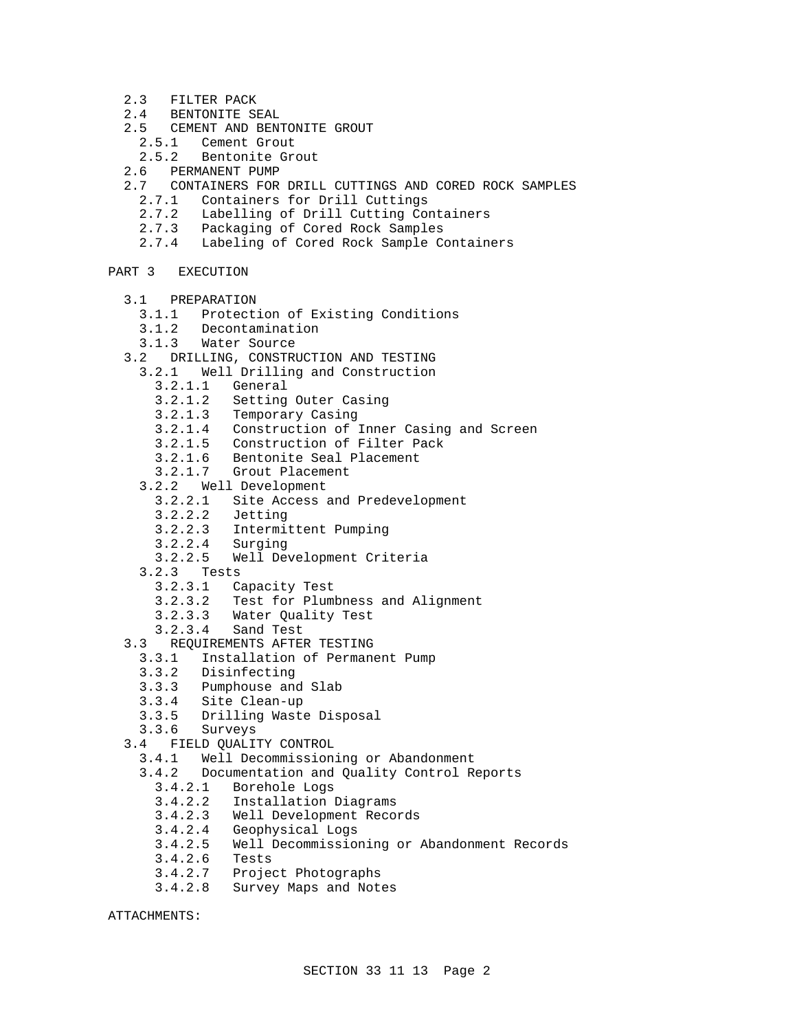2.3 FILTER PACK
2.4 BENTONITE SEAL
2.5 CEMENT AND BENTONITE GROUT
  2.5.1 Cement Grout
  2.5.2 Bentonite Grout
2.6 PERMANENT PUMP
2.7 CONTAINERS FOR DRILL CUTTINGS AND CORED ROCK SAMPLES
  2.7.1 Containers for Drill Cuttings
  2.7.2 Labelling of Drill Cutting Containers
  2.7.3 Packaging of Cored Rock Samples
  2.7.4 Labeling of Cored Rock Sample Containers

PART 3 EXECUTION

3.1 PREPARATION
  3.1.1 Protection of Existing Conditions
  3.1.2 Decontamination
  3.1.3 Water Source
3.2 DRILLING, CONSTRUCTION AND TESTING
  3.2.1 Well Drilling and Construction
    3.2.1.1 General
    3.2.1.2 Setting Outer Casing
    3.2.1.3 Temporary Casing
    3.2.1.4 Construction of Inner Casing and Screen
    3.2.1.5 Construction of Filter Pack
    3.2.1.6 Bentonite Seal Placement
    3.2.1.7 Grout Placement
  3.2.2 Well Development
    3.2.2.1 Site Access and Predevelopment
    3.2.2.2 Jetting
    3.2.2.3 Intermittent Pumping
    3.2.2.4 Surging
    3.2.2.5 Well Development Criteria
  3.2.3 Tests
    3.2.3.1 Capacity Test
    3.2.3.2 Test for Plumbness and Alignment
    3.2.3.3 Water Quality Test
    3.2.3.4 Sand Test
3.3 REQUIREMENTS AFTER TESTING
  3.3.1 Installation of Permanent Pump
  3.3.2 Disinfecting
  3.3.3 Pumphouse and Slab
  3.3.4 Site Clean-up
  3.3.5 Drilling Waste Disposal
  3.3.6 Surveys
3.4 FIELD QUALITY CONTROL
  3.4.1 Well Decommissioning or Abandonment
  3.4.2 Documentation and Quality Control Reports
    3.4.2.1 Borehole Logs
    3.4.2.2 Installation Diagrams
    3.4.2.3 Well Development Records
    3.4.2.4 Geophysical Logs
    3.4.2.5 Well Decommissioning or Abandonment Records
    3.4.2.6 Tests
    3.4.2.7 Project Photographs
    3.4.2.8 Survey Maps and Notes

ATTACHMENTS: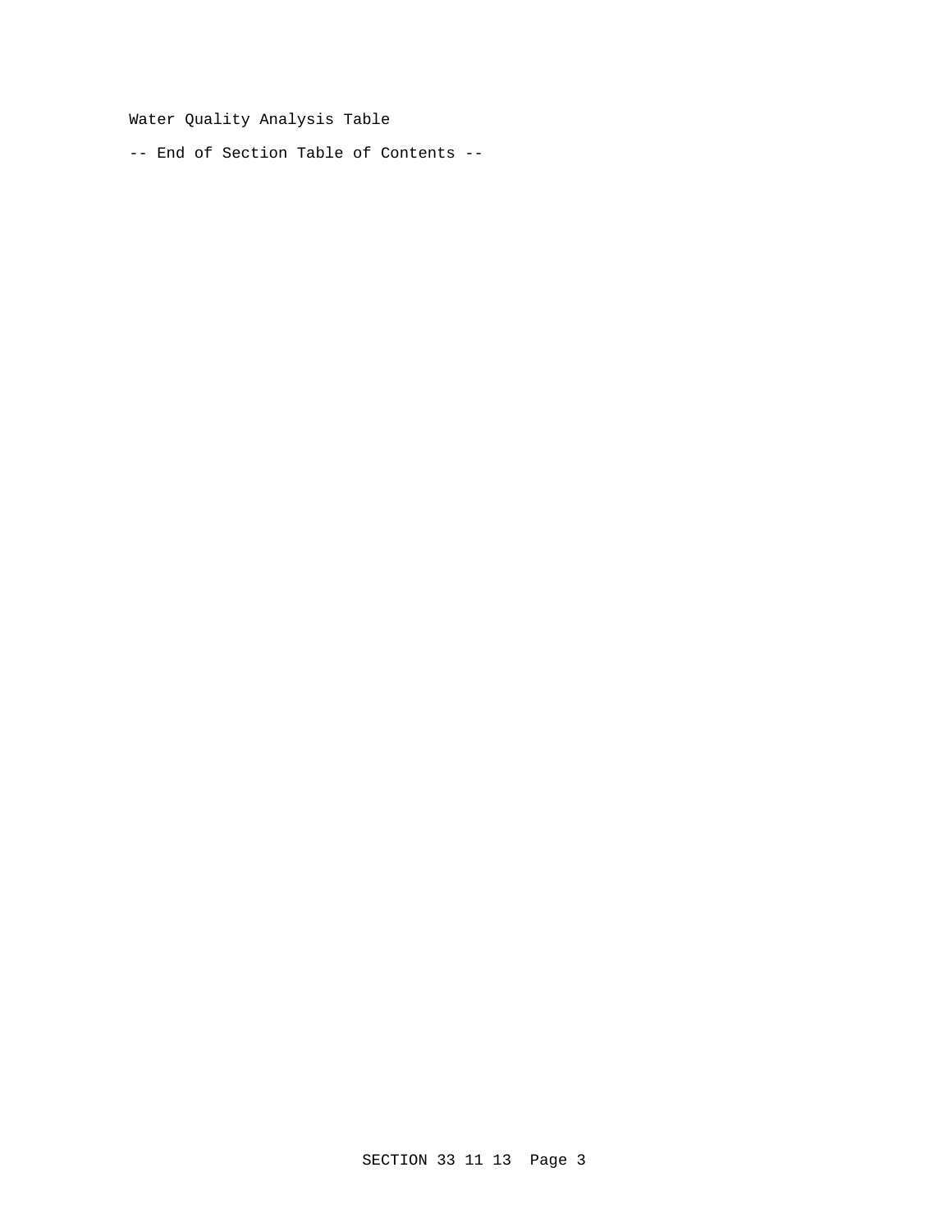Water Quality Analysis Table

-- End of Section Table of Contents --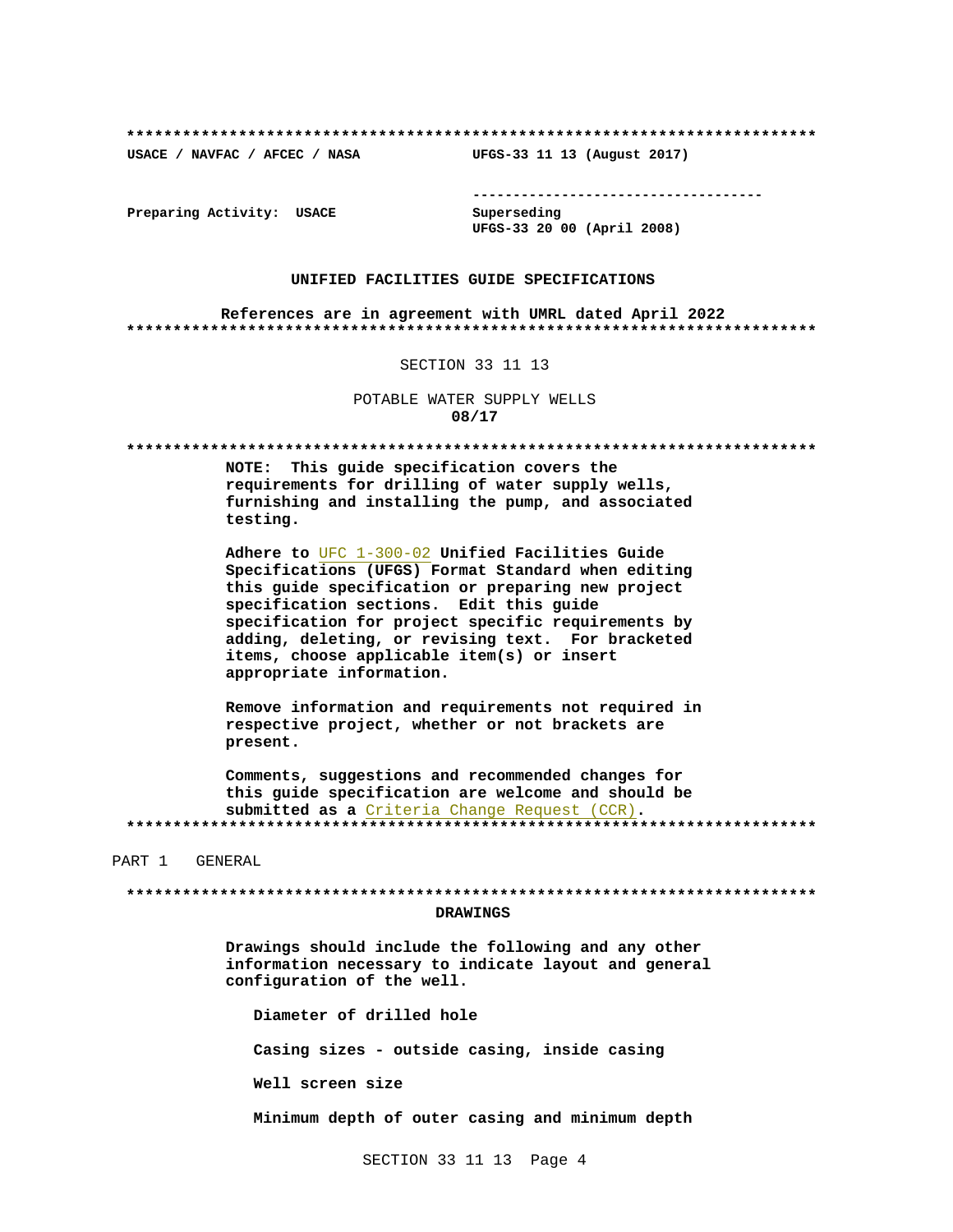**************************************************************************

USACE / NAVFAC / AFCEC / NASA UFGS-33 11 13 (August 2017)

-----------------------------------

Preparing Activity: USACE Superseding
UFGS-33 20 00 (April 2008)

**UNIFIED FACILITIES GUIDE SPECIFICATIONS**

**References are in agreement with UMRL dated April 2022**

**************************************************************************

SECTION 33 11 13

POTABLE WATER SUPPLY WELLS
**08/17**

**************************************************************************

**NOTE: This guide specification covers the requirements for drilling of water supply wells, furnishing and installing the pump, and associated testing.**

**Adhere to UFC 1-300-02 Unified Facilities Guide Specifications (UFGS) Format Standard when editing this guide specification or preparing new project specification sections. Edit this guide specification for project specific requirements by adding, deleting, or revising text. For bracketed items, choose applicable item(s) or insert appropriate information.**

**Remove information and requirements not required in respective project, whether or not brackets are present.**

**Comments, suggestions and recommended changes for this guide specification are welcome and should be submitted as a Criteria Change Request (CCR).**

**************************************************************************

PART 1 GENERAL

**************************************************************************

**DRAWINGS**

**Drawings should include the following and any other information necessary to indicate layout and general configuration of the well.**

**Diameter of drilled hole**

**Casing sizes - outside casing, inside casing**

**Well screen size**

**Minimum depth of outer casing and minimum depth**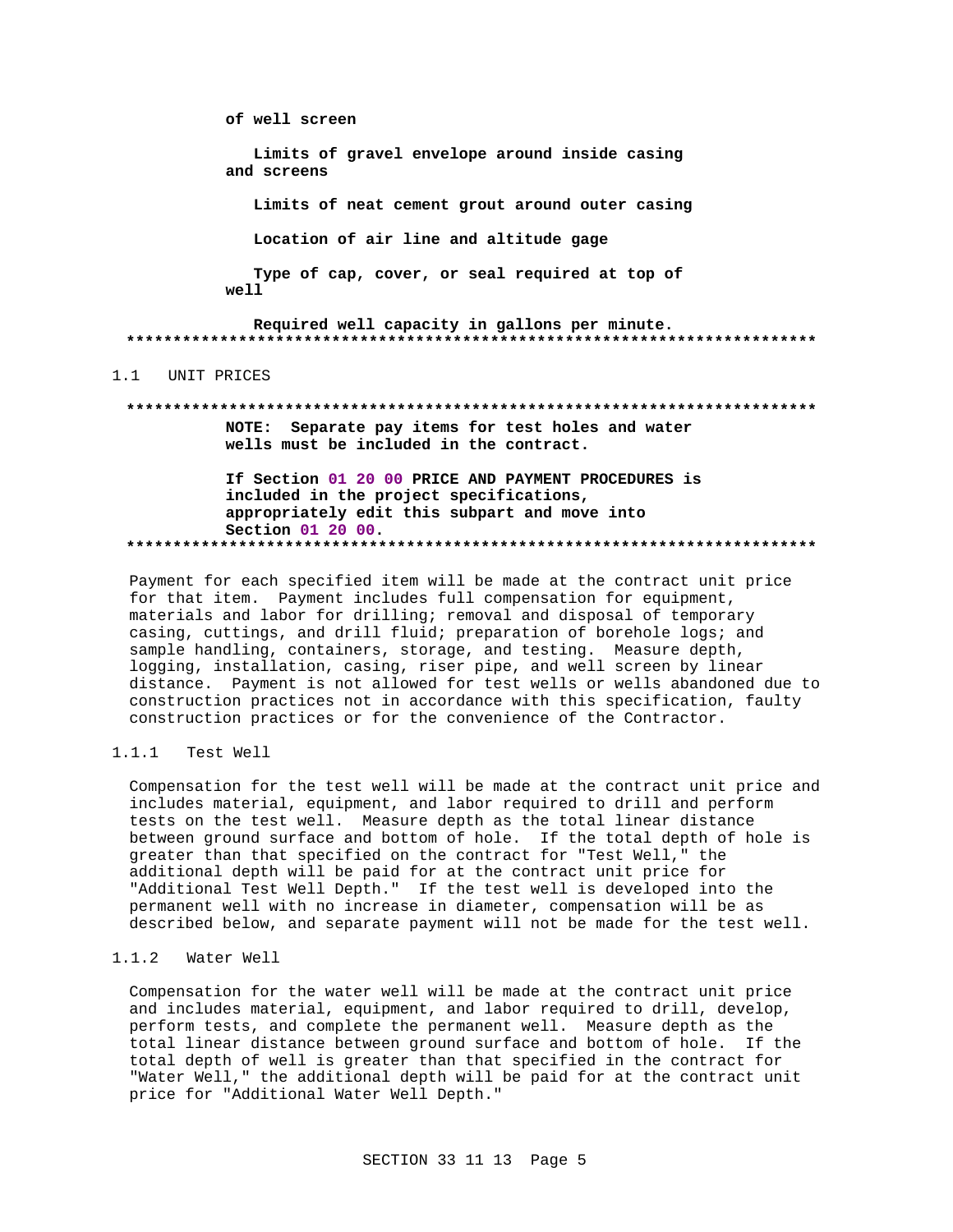**of well screen**

**Limits of gravel envelope around inside casing and screens**

**Limits of neat cement grout around outer casing**

**Location of air line and altitude gage**

**Type of cap, cover, or seal required at top of well**

**Required well capacity in gallons per minute.**

**************************************************************************

## 1.1 UNIT PRICES

**************************************************************************

**NOTE: Separate pay items for test holes and water wells must be included in the contract.**

**If Section 01 20 00 PRICE AND PAYMENT PROCEDURES is included in the project specifications, appropriately edit this subpart and move into Section 01 20 00.**

**************************************************************************

Payment for each specified item will be made at the contract unit price for that item. Payment includes full compensation for equipment, materials and labor for drilling; removal and disposal of temporary casing, cuttings, and drill fluid; preparation of borehole logs; and sample handling, containers, storage, and testing. Measure depth, logging, installation, casing, riser pipe, and well screen by linear distance. Payment is not allowed for test wells or wells abandoned due to construction practices not in accordance with this specification, faulty construction practices or for the convenience of the Contractor.

### 1.1.1 Test Well

Compensation for the test well will be made at the contract unit price and includes material, equipment, and labor required to drill and perform tests on the test well. Measure depth as the total linear distance between ground surface and bottom of hole. If the total depth of hole is greater than that specified on the contract for "Test Well," the additional depth will be paid for at the contract unit price for "Additional Test Well Depth." If the test well is developed into the permanent well with no increase in diameter, compensation will be as described below, and separate payment will not be made for the test well.

### 1.1.2 Water Well

Compensation for the water well will be made at the contract unit price and includes material, equipment, and labor required to drill, develop, perform tests, and complete the permanent well. Measure depth as the total linear distance between ground surface and bottom of hole. If the total depth of well is greater than that specified in the contract for "Water Well," the additional depth will be paid for at the contract unit price for "Additional Water Well Depth."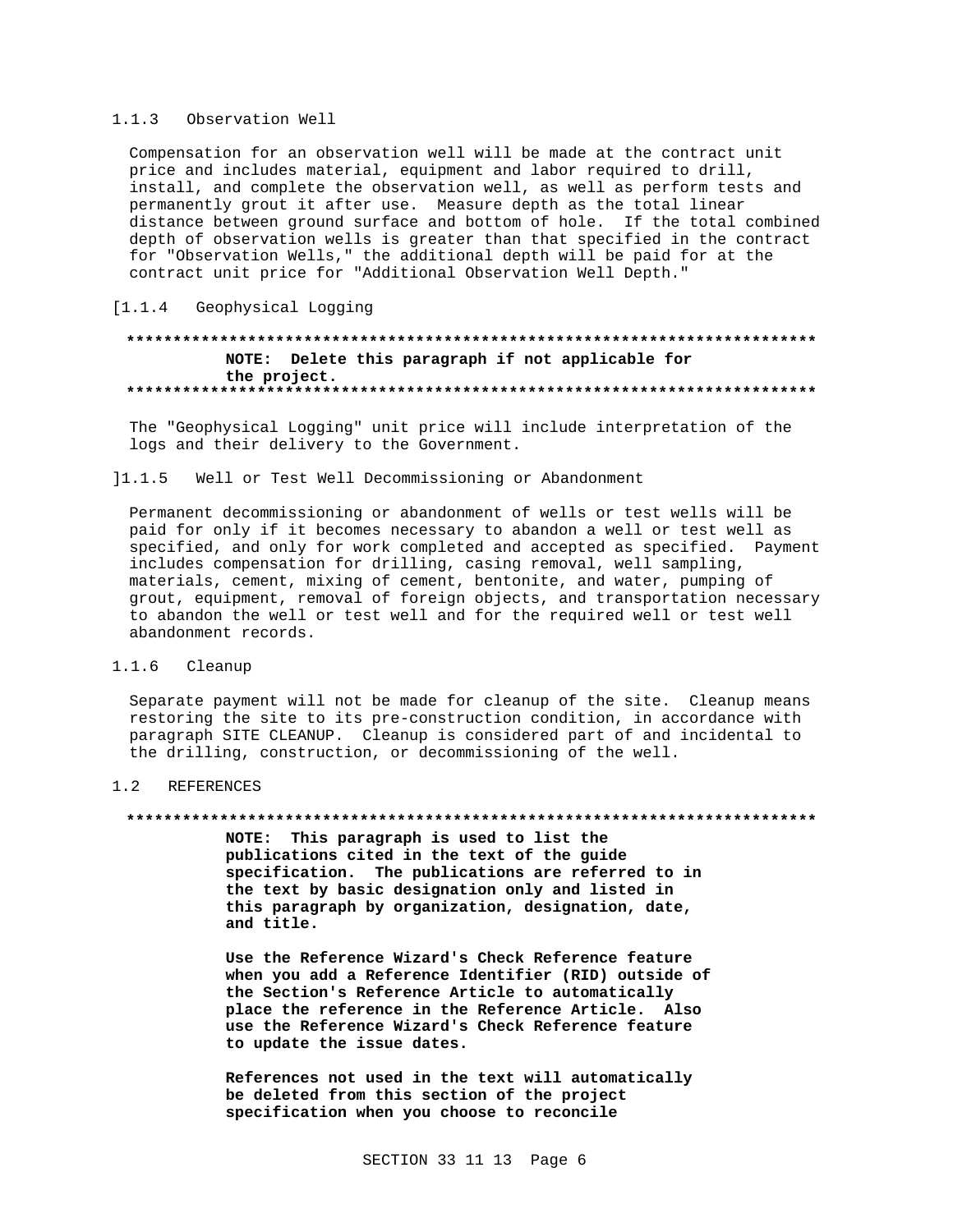#### 1.1.3 Observation Well

Compensation for an observation well will be made at the contract unit price and includes material, equipment and labor required to drill, install, and complete the observation well, as well as perform tests and permanently grout it after use. Measure depth as the total linear distance between ground surface and bottom of hole. If the total combined depth of observation wells is greater than that specified in the contract for "Observation Wells," the additional depth will be paid for at the contract unit price for "Additional Observation Well Depth."

#### [1.1.4 Geophysical Logging

**************************************************************************

**NOTE: Delete this paragraph if not applicable for the project.**

**************************************************************************

The "Geophysical Logging" unit price will include interpretation of the logs and their delivery to the Government.

#### ]1.1.5 Well or Test Well Decommissioning or Abandonment

Permanent decommissioning or abandonment of wells or test wells will be paid for only if it becomes necessary to abandon a well or test well as specified, and only for work completed and accepted as specified. Payment includes compensation for drilling, casing removal, well sampling, materials, cement, mixing of cement, bentonite, and water, pumping of grout, equipment, removal of foreign objects, and transportation necessary to abandon the well or test well and for the required well or test well abandonment records.

#### 1.1.6 Cleanup

Separate payment will not be made for cleanup of the site. Cleanup means restoring the site to its pre-construction condition, in accordance with paragraph SITE CLEANUP. Cleanup is considered part of and incidental to the drilling, construction, or decommissioning of the well.

### 1.2 REFERENCES

**************************************************************************

**NOTE: This paragraph is used to list the publications cited in the text of the guide specification. The publications are referred to in the text by basic designation only and listed in this paragraph by organization, designation, date, and title.**

**Use the Reference Wizard's Check Reference feature when you add a Reference Identifier (RID) outside of the Section's Reference Article to automatically place the reference in the Reference Article. Also use the Reference Wizard's Check Reference feature to update the issue dates.**

**References not used in the text will automatically be deleted from this section of the project specification when you choose to reconcile**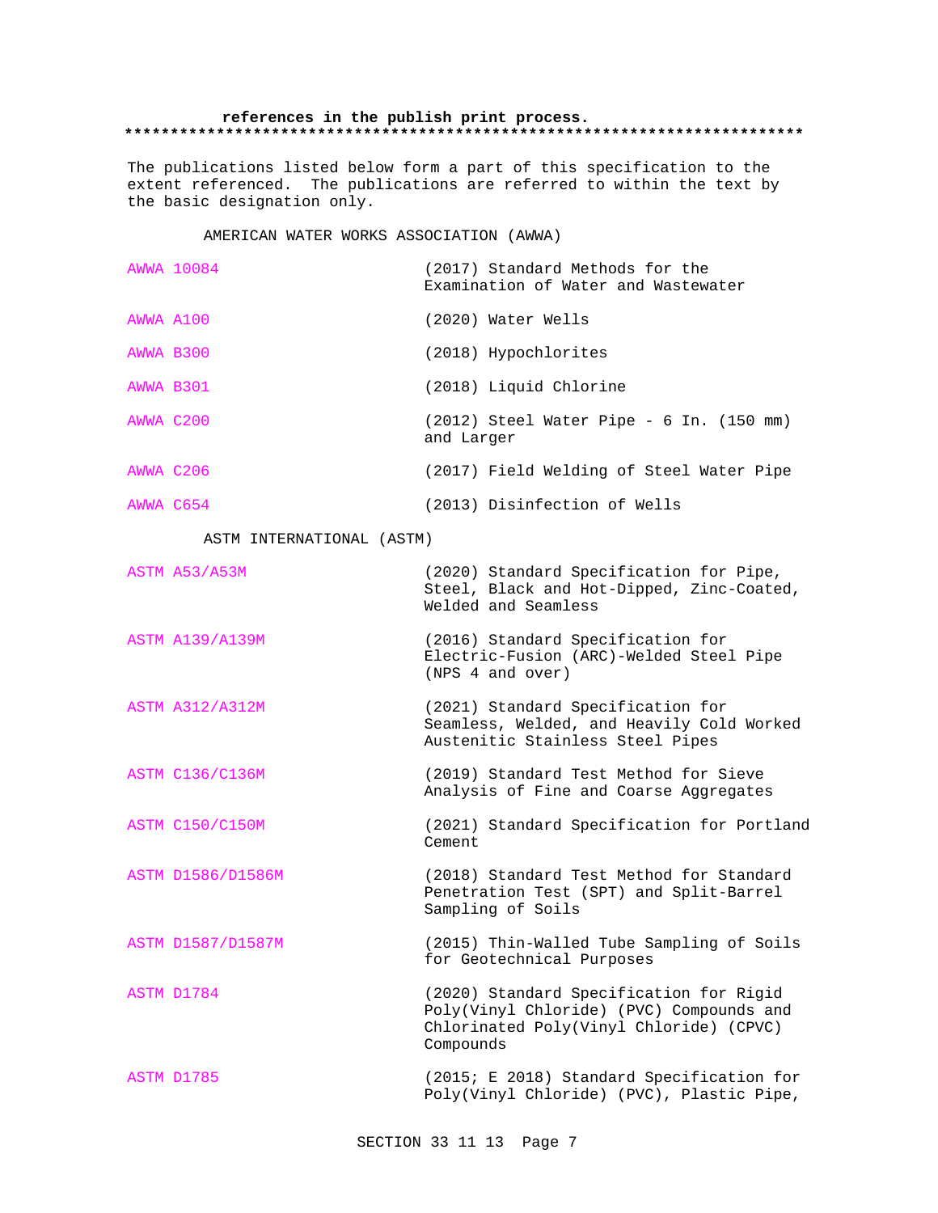**references in the publish print process.**

**************************************************************************

The publications listed below form a part of this specification to the extent referenced. The publications are referred to within the text by the basic designation only.

AMERICAN WATER WORKS ASSOCIATION (AWWA)

| | |
|---|---|
| AWWA 10084 | (2017) Standard Methods for the Examination of Water and Wastewater |
| AWWA A100 | (2020) Water Wells |
| AWWA B300 | (2018) Hypochlorites |
| AWWA B301 | (2018) Liquid Chlorine |
| AWWA C200 | (2012) Steel Water Pipe - 6 In. (150 mm) and Larger |
| AWWA C206 | (2017) Field Welding of Steel Water Pipe |
| AWWA C654 | (2013) Disinfection of Wells |

ASTM INTERNATIONAL (ASTM)

| | |
|---|---|
| ASTM A53/A53M | (2020) Standard Specification for Pipe, Steel, Black and Hot-Dipped, Zinc-Coated, Welded and Seamless |
| ASTM A139/A139M | (2016) Standard Specification for Electric-Fusion (ARC)-Welded Steel Pipe (NPS 4 and over) |
| ASTM A312/A312M | (2021) Standard Specification for Seamless, Welded, and Heavily Cold Worked Austenitic Stainless Steel Pipes |
| ASTM C136/C136M | (2019) Standard Test Method for Sieve Analysis of Fine and Coarse Aggregates |
| ASTM C150/C150M | (2021) Standard Specification for Portland Cement |
| ASTM D1586/D1586M | (2018) Standard Test Method for Standard Penetration Test (SPT) and Split-Barrel Sampling of Soils |
| ASTM D1587/D1587M | (2015) Thin-Walled Tube Sampling of Soils for Geotechnical Purposes |
| ASTM D1784 | (2020) Standard Specification for Rigid Poly(Vinyl Chloride) (PVC) Compounds and Chlorinated Poly(Vinyl Chloride) (CPVC) Compounds |
| ASTM D1785 | (2015; E 2018) Standard Specification for Poly(Vinyl Chloride) (PVC), Plastic Pipe, |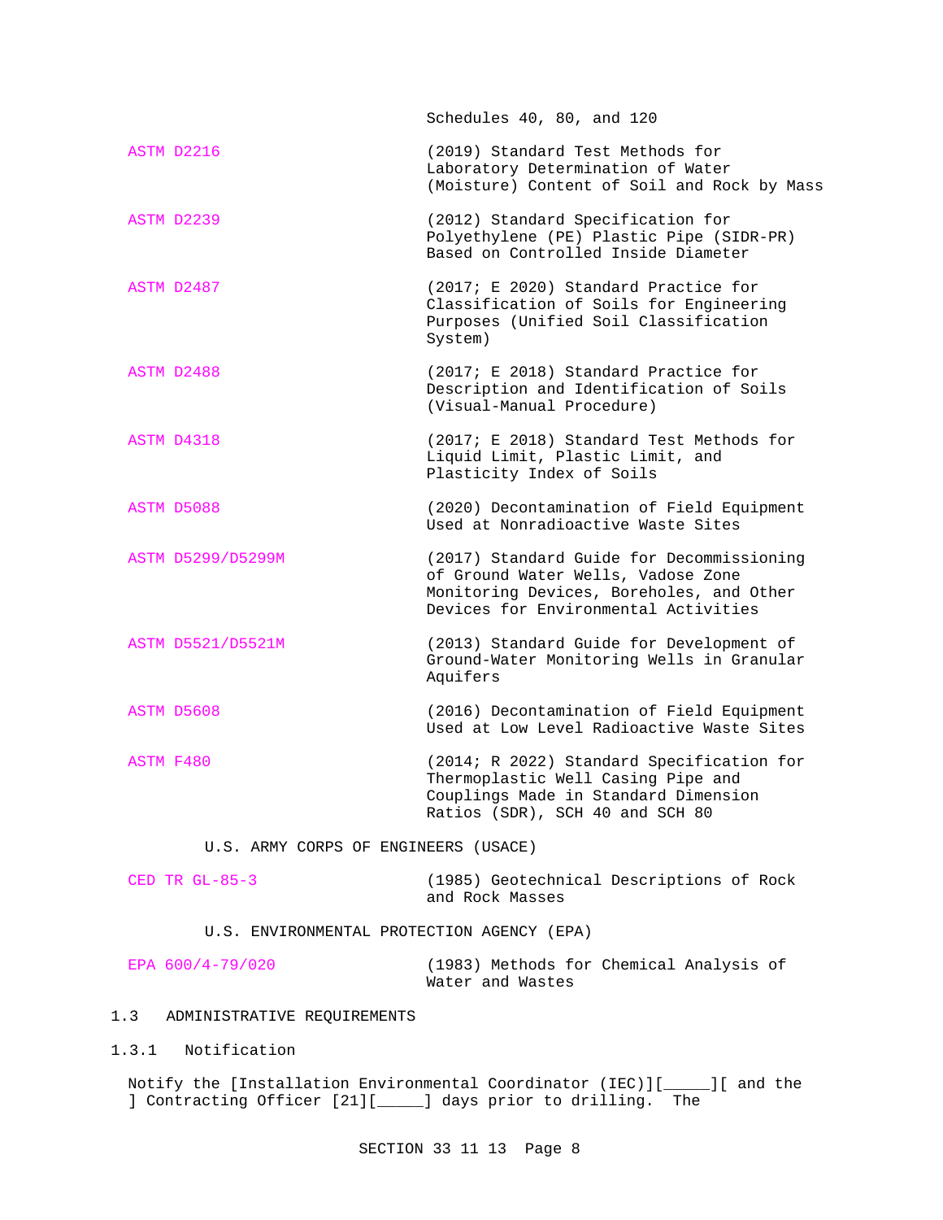Schedules 40, 80, and 120

| | |
|---|---|
| ASTM D2216 | (2019) Standard Test Methods for Laboratory Determination of Water (Moisture) Content of Soil and Rock by Mass |
| ASTM D2239 | (2012) Standard Specification for Polyethylene (PE) Plastic Pipe (SIDR-PR) Based on Controlled Inside Diameter |
| ASTM D2487 | (2017; E 2020) Standard Practice for Classification of Soils for Engineering Purposes (Unified Soil Classification System) |
| ASTM D2488 | (2017; E 2018) Standard Practice for Description and Identification of Soils (Visual-Manual Procedure) |
| ASTM D4318 | (2017; E 2018) Standard Test Methods for Liquid Limit, Plastic Limit, and Plasticity Index of Soils |
| ASTM D5088 | (2020) Decontamination of Field Equipment Used at Nonradioactive Waste Sites |
| ASTM D5299/D5299M | (2017) Standard Guide for Decommissioning of Ground Water Wells, Vadose Zone Monitoring Devices, Boreholes, and Other Devices for Environmental Activities |
| ASTM D5521/D5521M | (2013) Standard Guide for Development of Ground-Water Monitoring Wells in Granular Aquifers |
| ASTM D5608 | (2016) Decontamination of Field Equipment Used at Low Level Radioactive Waste Sites |
| ASTM F480 | (2014; R 2022) Standard Specification for Thermoplastic Well Casing Pipe and Couplings Made in Standard Dimension Ratios (SDR), SCH 40 and SCH 80 |

U.S. ARMY CORPS OF ENGINEERS (USACE)

| | |
|---|---|
| CED TR GL-85-3 | (1985) Geotechnical Descriptions of Rock and Rock Masses |

U.S. ENVIRONMENTAL PROTECTION AGENCY (EPA)

| | |
|---|---|
| EPA 600/4-79/020 | (1983) Methods for Chemical Analysis of Water and Wastes |

## 1.3 ADMINISTRATIVE REQUIREMENTS

### 1.3.1 Notification

Notify the [Installation Environmental Coordinator (IEC)][_____][ and the ] Contracting Officer [21][_____] days prior to drilling. The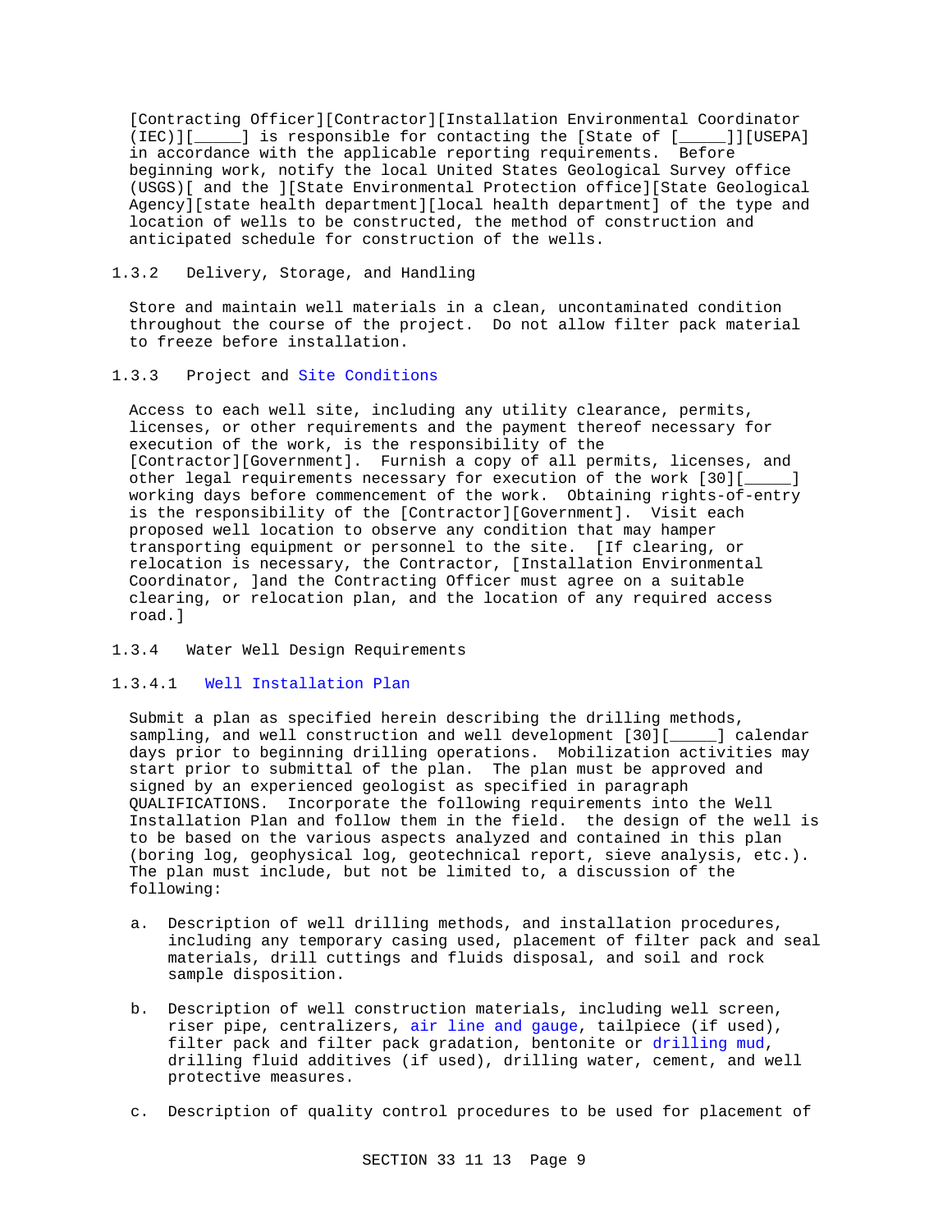[Contracting Officer][Contractor][Installation Environmental Coordinator (IEC)][_____] is responsible for contacting the [State of [_____]][USEPA] in accordance with the applicable reporting requirements. Before beginning work, notify the local United States Geological Survey office (USGS)[ and the ][State Environmental Protection office][State Geological Agency][state health department][local health department] of the type and location of wells to be constructed, the method of construction and anticipated schedule for construction of the wells.

### 1.3.2 Delivery, Storage, and Handling

Store and maintain well materials in a clean, uncontaminated condition throughout the course of the project. Do not allow filter pack material to freeze before installation.

### 1.3.3 Project and Site Conditions

Access to each well site, including any utility clearance, permits, licenses, or other requirements and the payment thereof necessary for execution of the work, is the responsibility of the [Contractor][Government]. Furnish a copy of all permits, licenses, and other legal requirements necessary for execution of the work [30][_____] working days before commencement of the work. Obtaining rights-of-entry is the responsibility of the [Contractor][Government]. Visit each proposed well location to observe any condition that may hamper transporting equipment or personnel to the site. [If clearing, or relocation is necessary, the Contractor, [Installation Environmental Coordinator, ]and the Contracting Officer must agree on a suitable clearing, or relocation plan, and the location of any required access road.]

### 1.3.4 Water Well Design Requirements

#### 1.3.4.1 Well Installation Plan

Submit a plan as specified herein describing the drilling methods, sampling, and well construction and well development [30][_____] calendar days prior to beginning drilling operations. Mobilization activities may start prior to submittal of the plan. The plan must be approved and signed by an experienced geologist as specified in paragraph QUALIFICATIONS. Incorporate the following requirements into the Well Installation Plan and follow them in the field. the design of the well is to be based on the various aspects analyzed and contained in this plan (boring log, geophysical log, geotechnical report, sieve analysis, etc.). The plan must include, but not be limited to, a discussion of the following:

a. Description of well drilling methods, and installation procedures, including any temporary casing used, placement of filter pack and seal materials, drill cuttings and fluids disposal, and soil and rock sample disposition.

b. Description of well construction materials, including well screen, riser pipe, centralizers, air line and gauge, tailpiece (if used), filter pack and filter pack gradation, bentonite or drilling mud, drilling fluid additives (if used), drilling water, cement, and well protective measures.

c. Description of quality control procedures to be used for placement of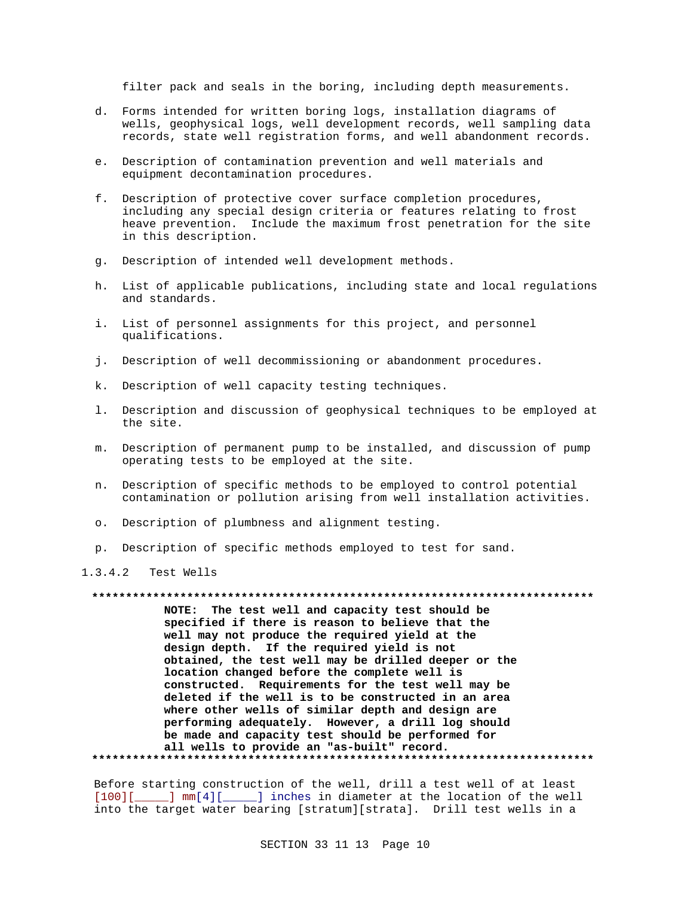filter pack and seals in the boring, including depth measurements.

d. Forms intended for written boring logs, installation diagrams of wells, geophysical logs, well development records, well sampling data records, state well registration forms, and well abandonment records.

e. Description of contamination prevention and well materials and equipment decontamination procedures.

f. Description of protective cover surface completion procedures, including any special design criteria or features relating to frost heave prevention. Include the maximum frost penetration for the site in this description.

g. Description of intended well development methods.

h. List of applicable publications, including state and local regulations and standards.

i. List of personnel assignments for this project, and personnel qualifications.

j. Description of well decommissioning or abandonment procedures.

k. Description of well capacity testing techniques.

l. Description and discussion of geophysical techniques to be employed at the site.

m. Description of permanent pump to be installed, and discussion of pump operating tests to be employed at the site.

n. Description of specific methods to be employed to control potential contamination or pollution arising from well installation activities.

o. Description of plumbness and alignment testing.

p. Description of specific methods employed to test for sand.

#### 1.3.4.2 Test Wells

**************************************************************************

**NOTE: The test well and capacity test should be specified if there is reason to believe that the well may not produce the required yield at the design depth. If the required yield is not obtained, the test well may be drilled deeper or the location changed before the complete well is constructed. Requirements for the test well may be deleted if the well is to be constructed in an area where other wells of similar depth and design are performing adequately. However, a drill log should be made and capacity test should be performed for all wells to provide an "as-built" record.**

**************************************************************************

Before starting construction of the well, drill a test well of at least [100][_____] mm[4][_____] inches in diameter at the location of the well into the target water bearing [stratum][strata]. Drill test wells in a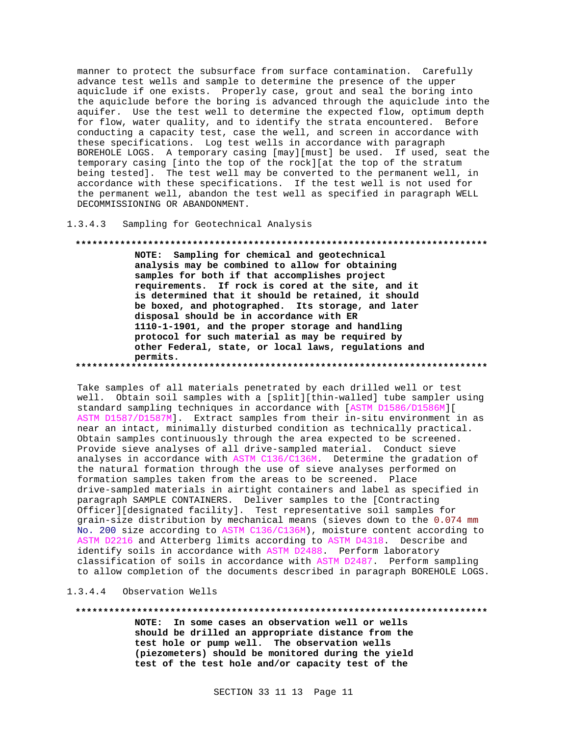manner to protect the subsurface from surface contamination. Carefully advance test wells and sample to determine the presence of the upper aquiclude if one exists. Properly case, grout and seal the boring into the aquiclude before the boring is advanced through the aquiclude into the aquifer. Use the test well to determine the expected flow, optimum depth for flow, water quality, and to identify the strata encountered. Before conducting a capacity test, case the well, and screen in accordance with these specifications. Log test wells in accordance with paragraph BOREHOLE LOGS. A temporary casing [may][must] be used. If used, seat the temporary casing [into the top of the rock][at the top of the stratum being tested]. The test well may be converted to the permanent well, in accordance with these specifications. If the test well is not used for the permanent well, abandon the test well as specified in paragraph WELL DECOMMISSIONING OR ABANDONMENT.

#### 1.3.4.3 Sampling for Geotechnical Analysis

**************************************************************************

**NOTE: Sampling for chemical and geotechnical analysis may be combined to allow for obtaining samples for both if that accomplishes project requirements. If rock is cored at the site, and it is determined that it should be retained, it should be boxed, and photographed. Its storage, and later disposal should be in accordance with ER 1110-1-1901, and the proper storage and handling protocol for such material as may be required by other Federal, state, or local laws, regulations and permits.**

**************************************************************************

Take samples of all materials penetrated by each drilled well or test well. Obtain soil samples with a [split][thin-walled] tube sampler using standard sampling techniques in accordance with [ASTM D1586/D1586M][ ASTM D1587/D1587M]. Extract samples from their in-situ environment in as near an intact, minimally disturbed condition as technically practical. Obtain samples continuously through the area expected to be screened. Provide sieve analyses of all drive-sampled material. Conduct sieve analyses in accordance with ASTM C136/C136M. Determine the gradation of the natural formation through the use of sieve analyses performed on formation samples taken from the areas to be screened. Place drive-sampled materials in airtight containers and label as specified in paragraph SAMPLE CONTAINERS. Deliver samples to the [Contracting Officer][designated facility]. Test representative soil samples for grain-size distribution by mechanical means (sieves down to the 0.074 mm No. 200 size according to ASTM C136/C136M), moisture content according to ASTM D2216 and Atterberg limits according to ASTM D4318. Describe and identify soils in accordance with ASTM D2488. Perform laboratory classification of soils in accordance with ASTM D2487. Perform sampling to allow completion of the documents described in paragraph BOREHOLE LOGS.

#### 1.3.4.4 Observation Wells

**************************************************************************

**NOTE: In some cases an observation well or wells should be drilled an appropriate distance from the test hole or pump well. The observation wells (piezometers) should be monitored during the yield test of the test hole and/or capacity test of the**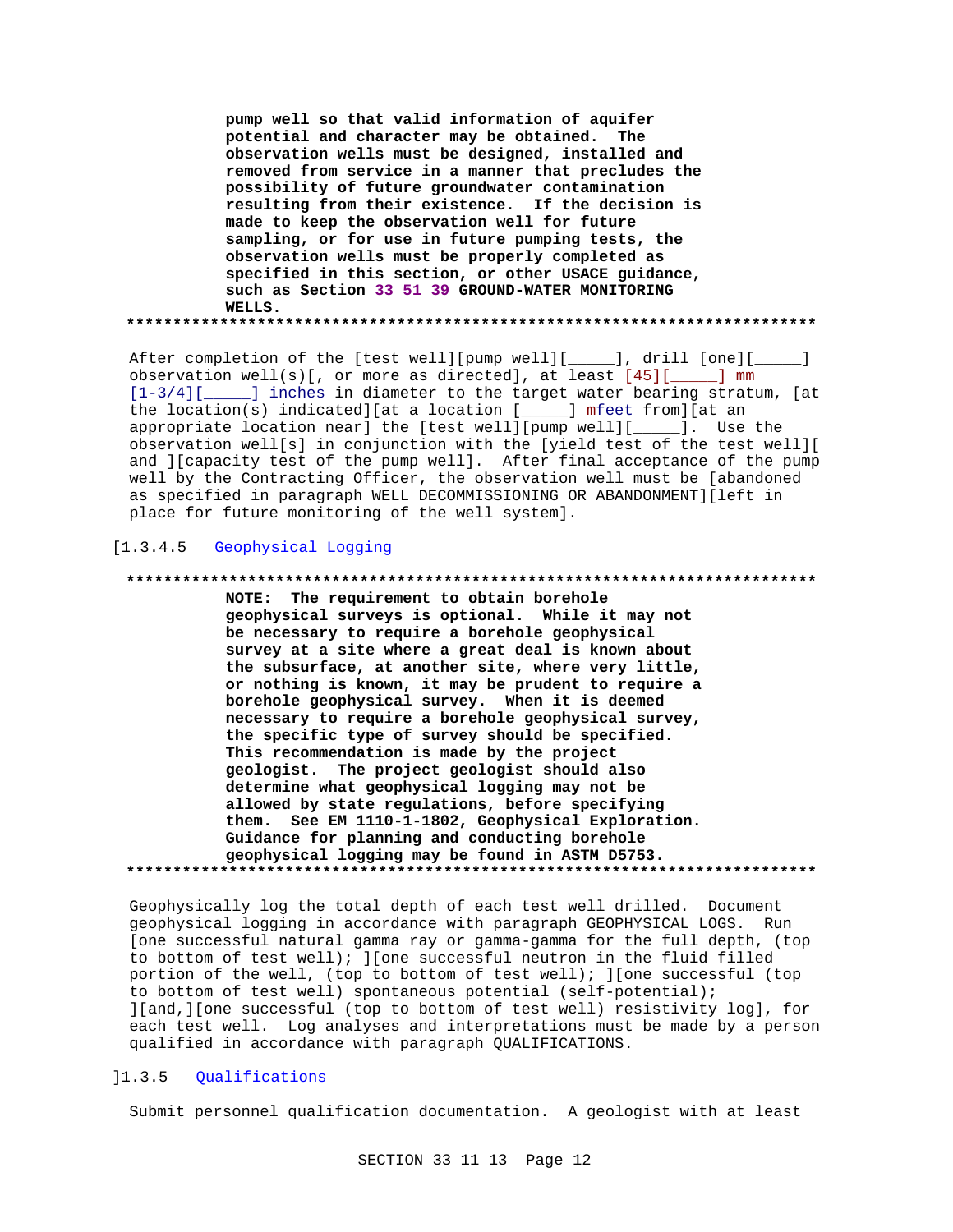**pump well so that valid information of aquifer potential and character may be obtained. The observation wells must be designed, installed and removed from service in a manner that precludes the possibility of future groundwater contamination resulting from their existence. If the decision is made to keep the observation well for future sampling, or for use in future pumping tests, the observation wells must be properly completed as specified in this section, or other USACE guidance, such as Section 33 51 39 GROUND-WATER MONITORING WELLS.**

**************************************************************************

After completion of the [test well][pump well][_____], drill [one][_____] observation well(s)[, or more as directed], at least [45][_____] mm [1-3/4][_____] inches in diameter to the target water bearing stratum, [at the location(s) indicated][at a location [_____] mfeet from][at an appropriate location near] the [test well][pump well][_____]. Use the observation well[s] in conjunction with the [yield test of the test well][ and ][capacity test of the pump well]. After final acceptance of the pump well by the Contracting Officer, the observation well must be [abandoned as specified in paragraph WELL DECOMMISSIONING OR ABANDONMENT][left in place for future monitoring of the well system].

[1.3.4.5 Geophysical Logging

**************************************************************************

**NOTE: The requirement to obtain borehole geophysical surveys is optional. While it may not be necessary to require a borehole geophysical survey at a site where a great deal is known about the subsurface, at another site, where very little, or nothing is known, it may be prudent to require a borehole geophysical survey. When it is deemed necessary to require a borehole geophysical survey, the specific type of survey should be specified. This recommendation is made by the project geologist. The project geologist should also determine what geophysical logging may not be allowed by state regulations, before specifying them. See EM 1110-1-1802, Geophysical Exploration. Guidance for planning and conducting borehole geophysical logging may be found in ASTM D5753.**

**************************************************************************

Geophysically log the total depth of each test well drilled. Document geophysical logging in accordance with paragraph GEOPHYSICAL LOGS. Run [one successful natural gamma ray or gamma-gamma for the full depth, (top to bottom of test well); ][one successful neutron in the fluid filled portion of the well, (top to bottom of test well); ][one successful (top to bottom of test well) spontaneous potential (self-potential); ][and,][one successful (top to bottom of test well) resistivity log], for each test well. Log analyses and interpretations must be made by a person qualified in accordance with paragraph QUALIFICATIONS.

]1.3.5 Qualifications

Submit personnel qualification documentation. A geologist with at least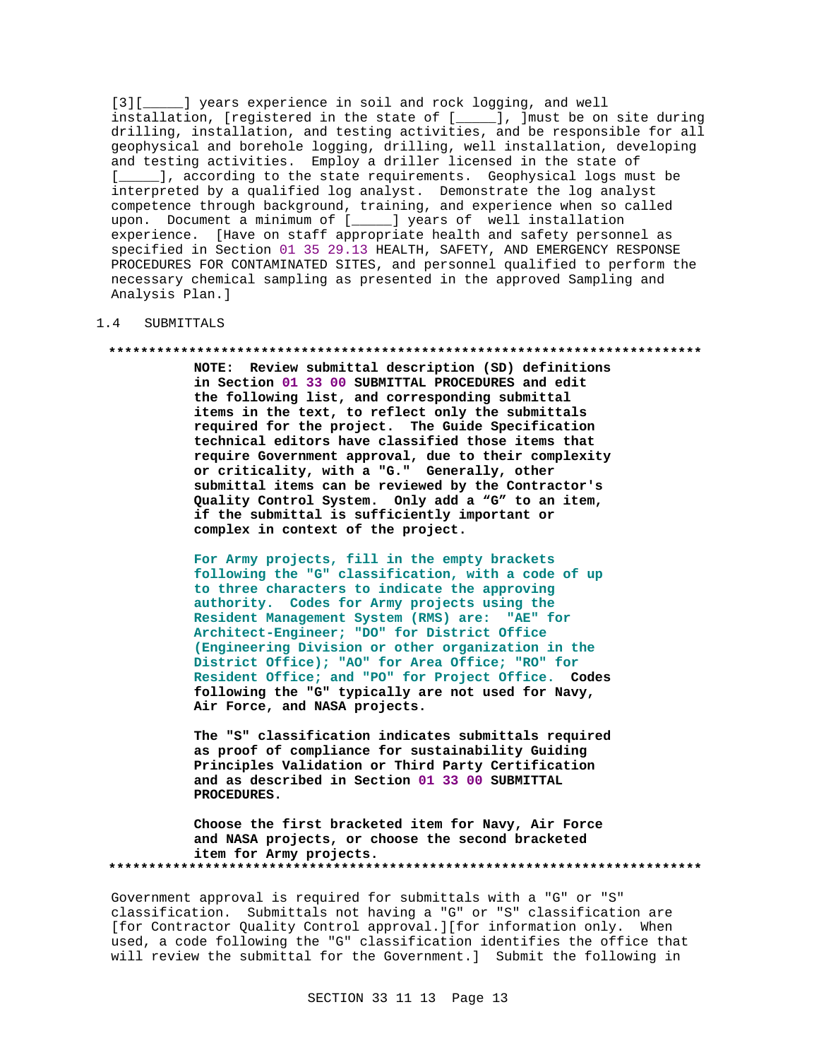[3][_____] years experience in soil and rock logging, and well installation, [registered in the state of [_____], ]must be on site during drilling, installation, and testing activities, and be responsible for all geophysical and borehole logging, drilling, well installation, developing and testing activities. Employ a driller licensed in the state of [_____], according to the state requirements. Geophysical logs must be interpreted by a qualified log analyst. Demonstrate the log analyst competence through background, training, and experience when so called upon. Document a minimum of [_____] years of well installation experience. [Have on staff appropriate health and safety personnel as specified in Section 01 35 29.13 HEALTH, SAFETY, AND EMERGENCY RESPONSE PROCEDURES FOR CONTAMINATED SITES, and personnel qualified to perform the necessary chemical sampling as presented in the approved Sampling and Analysis Plan.]

## 1.4 SUBMITTALS

**************************************************************************

**NOTE: Review submittal description (SD) definitions in Section 01 33 00 SUBMITTAL PROCEDURES and edit the following list, and corresponding submittal items in the text, to reflect only the submittals required for the project. The Guide Specification technical editors have classified those items that require Government approval, due to their complexity or criticality, with a "G." Generally, other submittal items can be reviewed by the Contractor's Quality Control System. Only add a "G" to an item, if the submittal is sufficiently important or complex in context of the project.**

**For Army projects, fill in the empty brackets following the "G" classification, with a code of up to three characters to indicate the approving authority. Codes for Army projects using the Resident Management System (RMS) are: "AE" for Architect-Engineer; "DO" for District Office (Engineering Division or other organization in the District Office); "AO" for Area Office; "RO" for Resident Office; and "PO" for Project Office. Codes following the "G" typically are not used for Navy, Air Force, and NASA projects.**

**The "S" classification indicates submittals required as proof of compliance for sustainability Guiding Principles Validation or Third Party Certification and as described in Section 01 33 00 SUBMITTAL PROCEDURES.**

**Choose the first bracketed item for Navy, Air Force and NASA projects, or choose the second bracketed item for Army projects.**

**************************************************************************

Government approval is required for submittals with a "G" or "S" classification. Submittals not having a "G" or "S" classification are [for Contractor Quality Control approval.][for information only. When used, a code following the "G" classification identifies the office that will review the submittal for the Government.] Submit the following in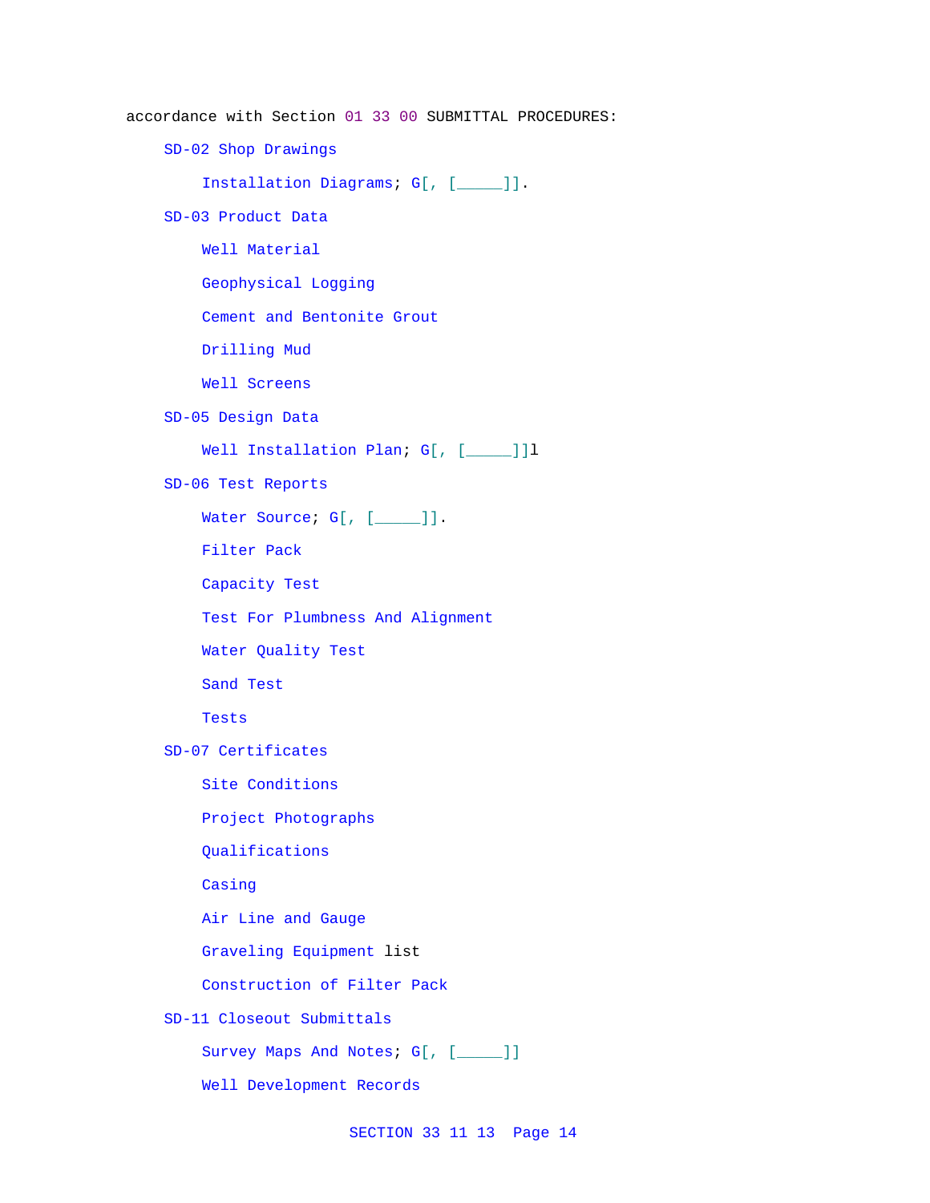accordance with Section 01 33 00 SUBMITTAL PROCEDURES:

SD-02 Shop Drawings

Installation Diagrams; G[, [_____]].

SD-03 Product Data

Well Material

Geophysical Logging

Cement and Bentonite Grout

Drilling Mud

Well Screens

SD-05 Design Data

Well Installation Plan; G[, [_____]]l

SD-06 Test Reports

Water Source; G[, [_____]].

Filter Pack

Capacity Test

Test For Plumbness And Alignment

Water Quality Test

Sand Test

Tests

SD-07 Certificates

Site Conditions

Project Photographs

Qualifications

Casing

Air Line and Gauge

Graveling Equipment list

Construction of Filter Pack

SD-11 Closeout Submittals

Survey Maps And Notes; G[, [_____]]

Well Development Records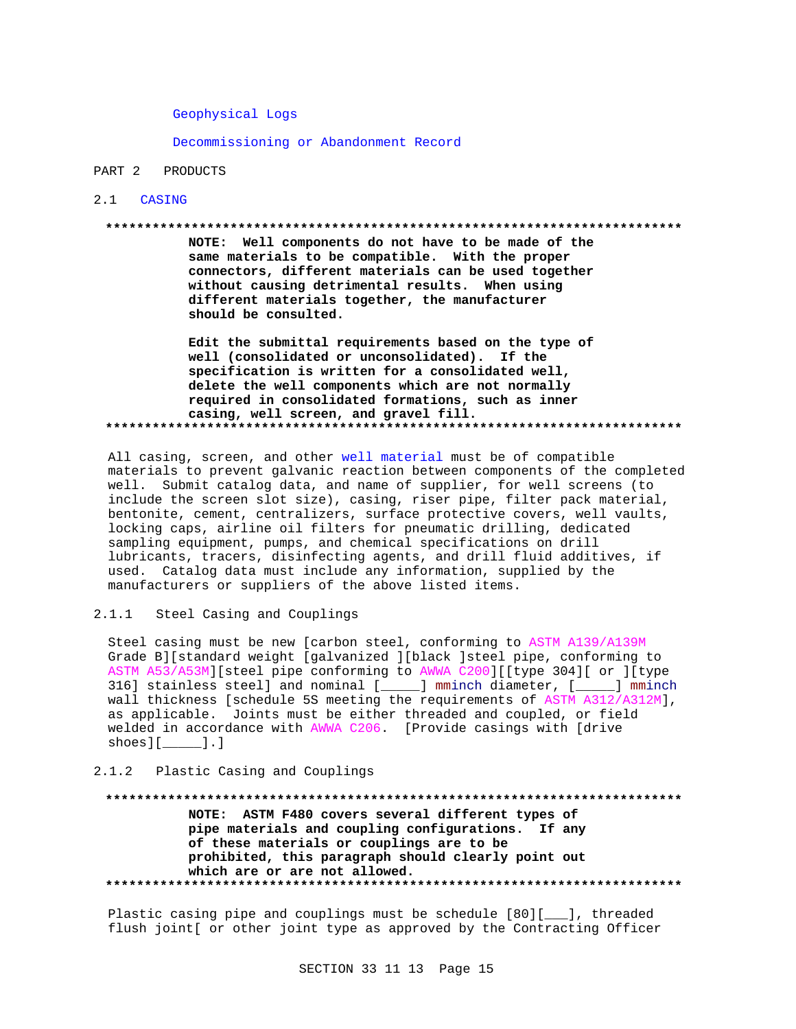Geophysical Logs

Decommissioning or Abandonment Record

# PART 2 PRODUCTS

## 2.1 CASING

**************************************************************************

**NOTE: Well components do not have to be made of the same materials to be compatible. With the proper connectors, different materials can be used together without causing detrimental results. When using different materials together, the manufacturer should be consulted.**

**Edit the submittal requirements based on the type of well (consolidated or unconsolidated). If the specification is written for a consolidated well, delete the well components which are not normally required in consolidated formations, such as inner casing, well screen, and gravel fill.**

**************************************************************************

All casing, screen, and other well material must be of compatible materials to prevent galvanic reaction between components of the completed well. Submit catalog data, and name of supplier, for well screens (to include the screen slot size), casing, riser pipe, filter pack material, bentonite, cement, centralizers, surface protective covers, well vaults, locking caps, airline oil filters for pneumatic drilling, dedicated sampling equipment, pumps, and chemical specifications on drill lubricants, tracers, disinfecting agents, and drill fluid additives, if used. Catalog data must include any information, supplied by the manufacturers or suppliers of the above listed items.

### 2.1.1 Steel Casing and Couplings

Steel casing must be new [carbon steel, conforming to ASTM A139/A139M Grade B][standard weight [galvanized ][black ]steel pipe, conforming to ASTM A53/A53M][steel pipe conforming to AWWA C200][[type 304][ or ][type 316] stainless steel] and nominal [_____] mminch diameter, [_____] mminch wall thickness [schedule 5S meeting the requirements of ASTM A312/A312M], as applicable. Joints must be either threaded and coupled, or field welded in accordance with AWWA C206. [Provide casings with [drive shoes][_____].]

### 2.1.2 Plastic Casing and Couplings

**************************************************************************

**NOTE: ASTM F480 covers several different types of pipe materials and coupling configurations. If any of these materials or couplings are to be prohibited, this paragraph should clearly point out which are or are not allowed.**

**************************************************************************

Plastic casing pipe and couplings must be schedule [80][___], threaded flush joint[ or other joint type as approved by the Contracting Officer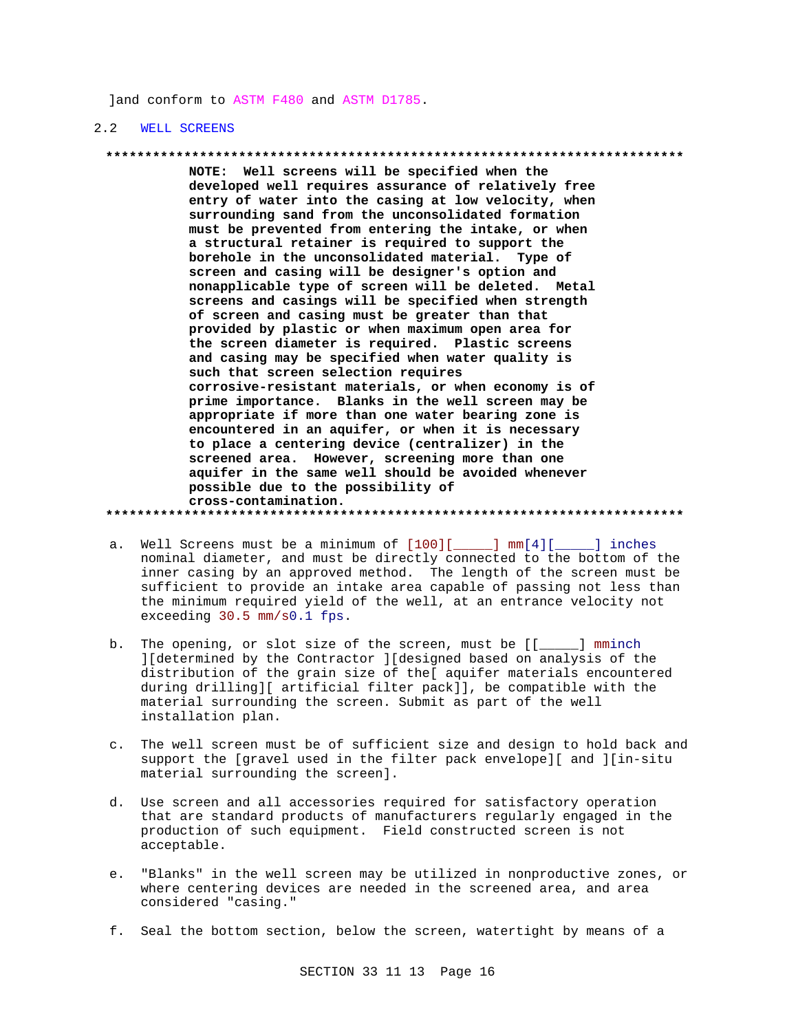]and conform to ASTM F480 and ASTM D1785.

## 2.2 WELL SCREENS

**************************************************************************

**NOTE: Well screens will be specified when the developed well requires assurance of relatively free entry of water into the casing at low velocity, when surrounding sand from the unconsolidated formation must be prevented from entering the intake, or when a structural retainer is required to support the borehole in the unconsolidated material. Type of screen and casing will be designer's option and nonapplicable type of screen will be deleted. Metal screens and casings will be specified when strength of screen and casing must be greater than that provided by plastic or when maximum open area for the screen diameter is required. Plastic screens and casing may be specified when water quality is such that screen selection requires corrosive-resistant materials, or when economy is of prime importance. Blanks in the well screen may be appropriate if more than one water bearing zone is encountered in an aquifer, or when it is necessary to place a centering device (centralizer) in the screened area. However, screening more than one aquifer in the same well should be avoided whenever possible due to the possibility of cross-contamination.**

**************************************************************************

a. Well Screens must be a minimum of [100][_____] mm[4][_____] inches nominal diameter, and must be directly connected to the bottom of the inner casing by an approved method. The length of the screen must be sufficient to provide an intake area capable of passing not less than the minimum required yield of the well, at an entrance velocity not exceeding 30.5 mm/s0.1 fps.

b. The opening, or slot size of the screen, must be [[_____] mminch ][determined by the Contractor ][designed based on analysis of the distribution of the grain size of the[ aquifer materials encountered during drilling][ artificial filter pack]], be compatible with the material surrounding the screen. Submit as part of the well installation plan.

c. The well screen must be of sufficient size and design to hold back and support the [gravel used in the filter pack envelope][ and ][in-situ material surrounding the screen].

d. Use screen and all accessories required for satisfactory operation that are standard products of manufacturers regularly engaged in the production of such equipment. Field constructed screen is not acceptable.

e. "Blanks" in the well screen may be utilized in nonproductive zones, or where centering devices are needed in the screened area, and area considered "casing."

f. Seal the bottom section, below the screen, watertight by means of a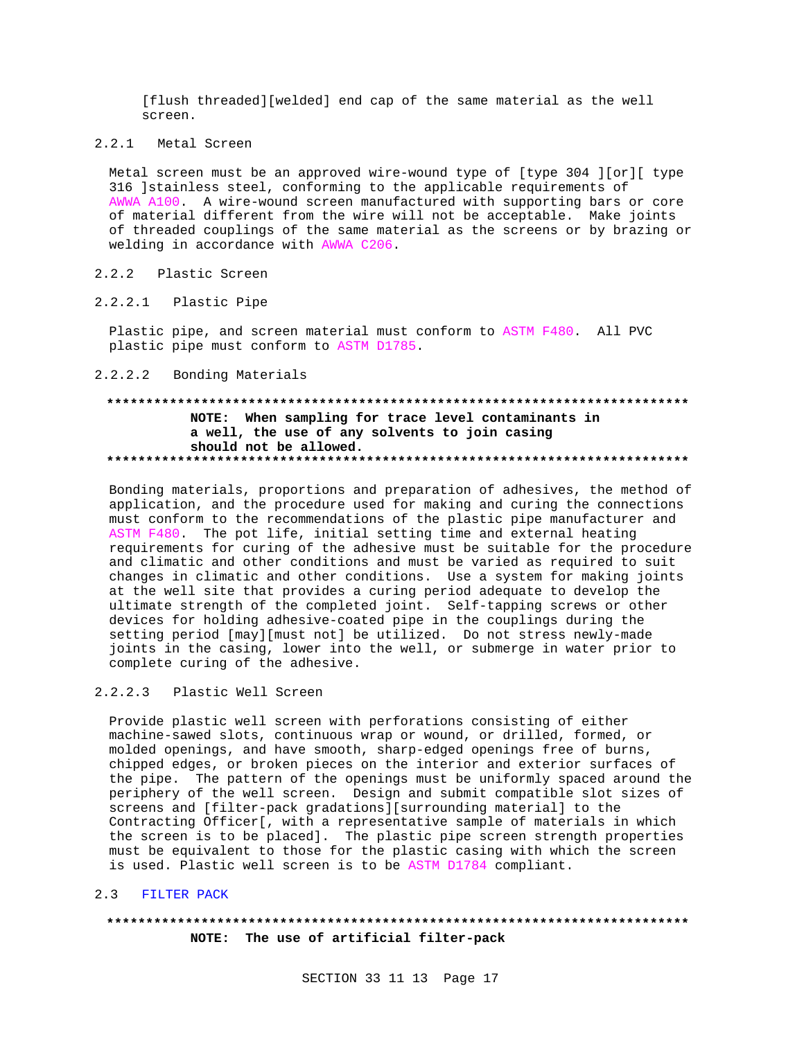[flush threaded][welded] end cap of the same material as the well screen.

### 2.2.1 Metal Screen

Metal screen must be an approved wire-wound type of [type 304 ][or][ type 316 ]stainless steel, conforming to the applicable requirements of AWWA A100. A wire-wound screen manufactured with supporting bars or core of material different from the wire will not be acceptable. Make joints of threaded couplings of the same material as the screens or by brazing or welding in accordance with AWWA C206.

### 2.2.2 Plastic Screen

#### 2.2.2.1 Plastic Pipe

Plastic pipe, and screen material must conform to ASTM F480. All PVC plastic pipe must conform to ASTM D1785.

#### 2.2.2.2 Bonding Materials

**************************************************************************

**NOTE: When sampling for trace level contaminants in a well, the use of any solvents to join casing should not be allowed.**

**************************************************************************

Bonding materials, proportions and preparation of adhesives, the method of application, and the procedure used for making and curing the connections must conform to the recommendations of the plastic pipe manufacturer and ASTM F480. The pot life, initial setting time and external heating requirements for curing of the adhesive must be suitable for the procedure and climatic and other conditions and must be varied as required to suit changes in climatic and other conditions. Use a system for making joints at the well site that provides a curing period adequate to develop the ultimate strength of the completed joint. Self-tapping screws or other devices for holding adhesive-coated pipe in the couplings during the setting period [may][must not] be utilized. Do not stress newly-made joints in the casing, lower into the well, or submerge in water prior to complete curing of the adhesive.

#### 2.2.2.3 Plastic Well Screen

Provide plastic well screen with perforations consisting of either machine-sawed slots, continuous wrap or wound, or drilled, formed, or molded openings, and have smooth, sharp-edged openings free of burns, chipped edges, or broken pieces on the interior and exterior surfaces of the pipe. The pattern of the openings must be uniformly spaced around the periphery of the well screen. Design and submit compatible slot sizes of screens and [filter-pack gradations][surrounding material] to the Contracting Officer[, with a representative sample of materials in which the screen is to be placed]. The plastic pipe screen strength properties must be equivalent to those for the plastic casing with which the screen is used. Plastic well screen is to be ASTM D1784 compliant.

## 2.3 FILTER PACK

**************************************************************************

**NOTE: The use of artificial filter-pack**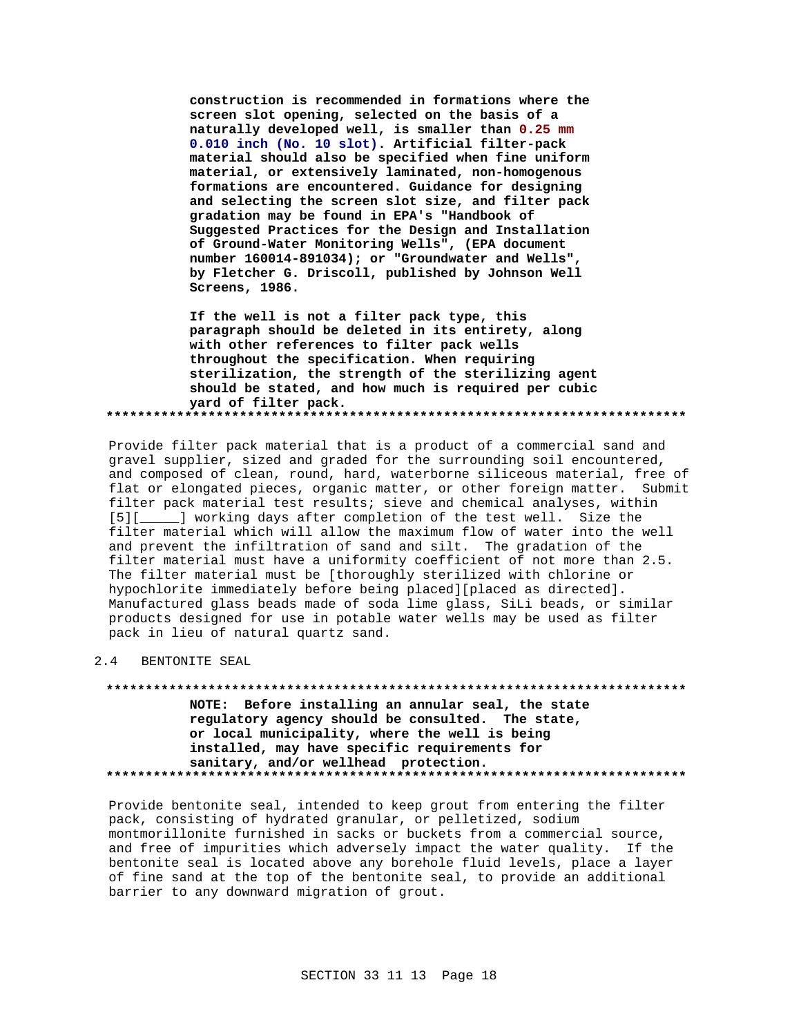**construction is recommended in formations where the screen slot opening, selected on the basis of a naturally developed well, is smaller than 0.25 mm 0.010 inch (No. 10 slot). Artificial filter-pack material should also be specified when fine uniform material, or extensively laminated, non-homogenous formations are encountered. Guidance for designing and selecting the screen slot size, and filter pack gradation may be found in EPA's "Handbook of Suggested Practices for the Design and Installation of Ground-Water Monitoring Wells", (EPA document number 160014-891034); or "Groundwater and Wells", by Fletcher G. Driscoll, published by Johnson Well Screens, 1986.**

**If the well is not a filter pack type, this paragraph should be deleted in its entirety, along with other references to filter pack wells throughout the specification. When requiring sterilization, the strength of the sterilizing agent should be stated, and how much is required per cubic yard of filter pack.**

**************************************************************************

Provide filter pack material that is a product of a commercial sand and gravel supplier, sized and graded for the surrounding soil encountered, and composed of clean, round, hard, waterborne siliceous material, free of flat or elongated pieces, organic matter, or other foreign matter. Submit filter pack material test results; sieve and chemical analyses, within [5][_____] working days after completion of the test well. Size the filter material which will allow the maximum flow of water into the well and prevent the infiltration of sand and silt. The gradation of the filter material must have a uniformity coefficient of not more than 2.5. The filter material must be [thoroughly sterilized with chlorine or hypochlorite immediately before being placed][placed as directed]. Manufactured glass beads made of soda lime glass, SiLi beads, or similar products designed for use in potable water wells may be used as filter pack in lieu of natural quartz sand.

## 2.4 BENTONITE SEAL

**************************************************************************

**NOTE: Before installing an annular seal, the state regulatory agency should be consulted. The state, or local municipality, where the well is being installed, may have specific requirements for sanitary, and/or wellhead protection.**

**************************************************************************

Provide bentonite seal, intended to keep grout from entering the filter pack, consisting of hydrated granular, or pelletized, sodium montmorillonite furnished in sacks or buckets from a commercial source, and free of impurities which adversely impact the water quality. If the bentonite seal is located above any borehole fluid levels, place a layer of fine sand at the top of the bentonite seal, to provide an additional barrier to any downward migration of grout.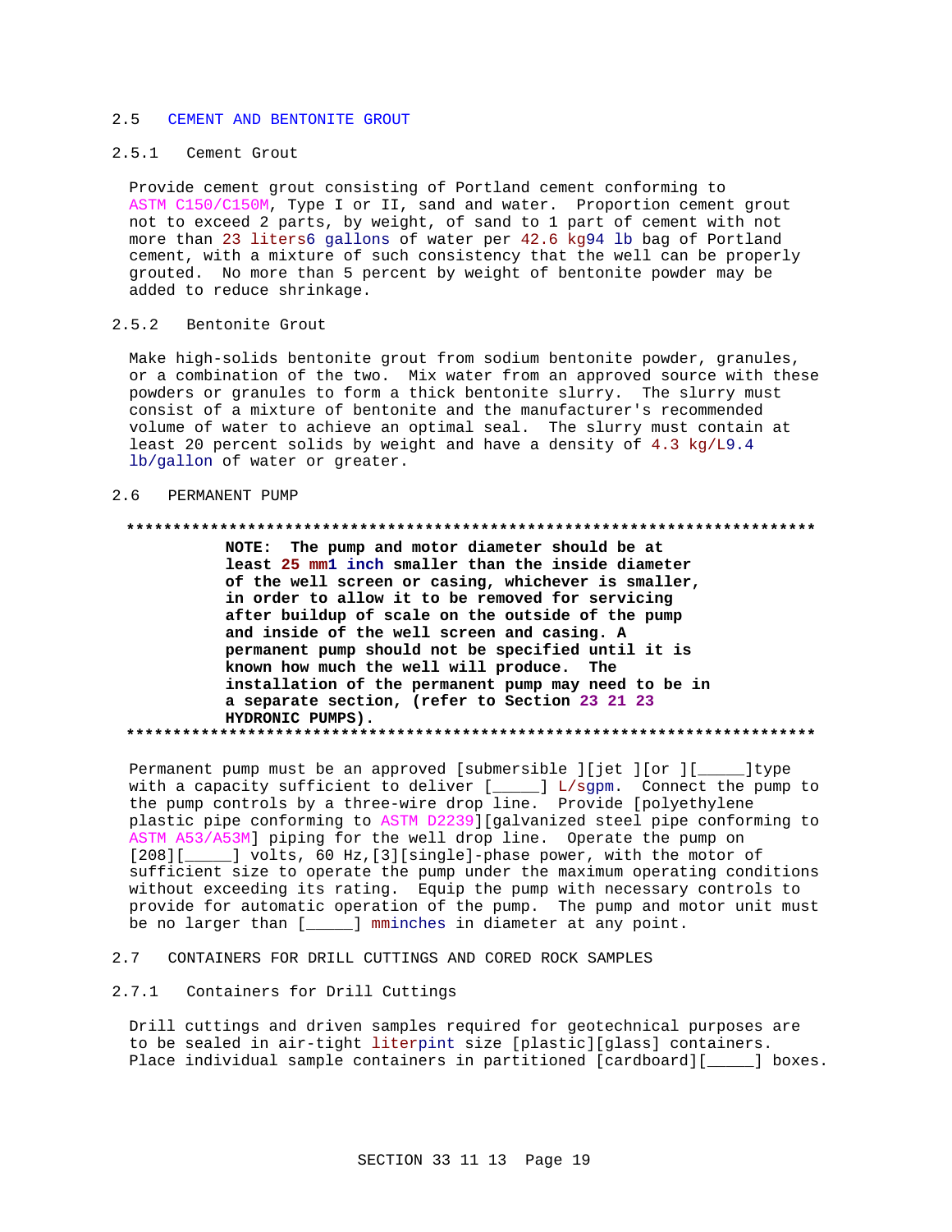## 2.5 CEMENT AND BENTONITE GROUT

### 2.5.1 Cement Grout

Provide cement grout consisting of Portland cement conforming to ASTM C150/C150M, Type I or II, sand and water. Proportion cement grout not to exceed 2 parts, by weight, of sand to 1 part of cement with not more than 23 liters6 gallons of water per 42.6 kg94 lb bag of Portland cement, with a mixture of such consistency that the well can be properly grouted. No more than 5 percent by weight of bentonite powder may be added to reduce shrinkage.

### 2.5.2 Bentonite Grout

Make high-solids bentonite grout from sodium bentonite powder, granules, or a combination of the two. Mix water from an approved source with these powders or granules to form a thick bentonite slurry. The slurry must consist of a mixture of bentonite and the manufacturer's recommended volume of water to achieve an optimal seal. The slurry must contain at least 20 percent solids by weight and have a density of 4.3 kg/L9.4 lb/gallon of water or greater.

## 2.6 PERMANENT PUMP

**************************************************************************

**NOTE: The pump and motor diameter should be at least 25 mm1 inch smaller than the inside diameter of the well screen or casing, whichever is smaller, in order to allow it to be removed for servicing after buildup of scale on the outside of the pump and inside of the well screen and casing. A permanent pump should not be specified until it is known how much the well will produce. The installation of the permanent pump may need to be in a separate section, (refer to Section 23 21 23 HYDRONIC PUMPS).**

**************************************************************************

Permanent pump must be an approved [submersible ][jet ][or ][_____]type with a capacity sufficient to deliver [_____] L/sgpm. Connect the pump to the pump controls by a three-wire drop line. Provide [polyethylene plastic pipe conforming to ASTM D2239][galvanized steel pipe conforming to ASTM A53/A53M] piping for the well drop line. Operate the pump on [208][_____] volts, 60 Hz,[3][single]-phase power, with the motor of sufficient size to operate the pump under the maximum operating conditions without exceeding its rating. Equip the pump with necessary controls to provide for automatic operation of the pump. The pump and motor unit must be no larger than [_____] mminches in diameter at any point.

## 2.7 CONTAINERS FOR DRILL CUTTINGS AND CORED ROCK SAMPLES

### 2.7.1 Containers for Drill Cuttings

Drill cuttings and driven samples required for geotechnical purposes are to be sealed in air-tight literpint size [plastic][glass] containers. Place individual sample containers in partitioned [cardboard][_____] boxes.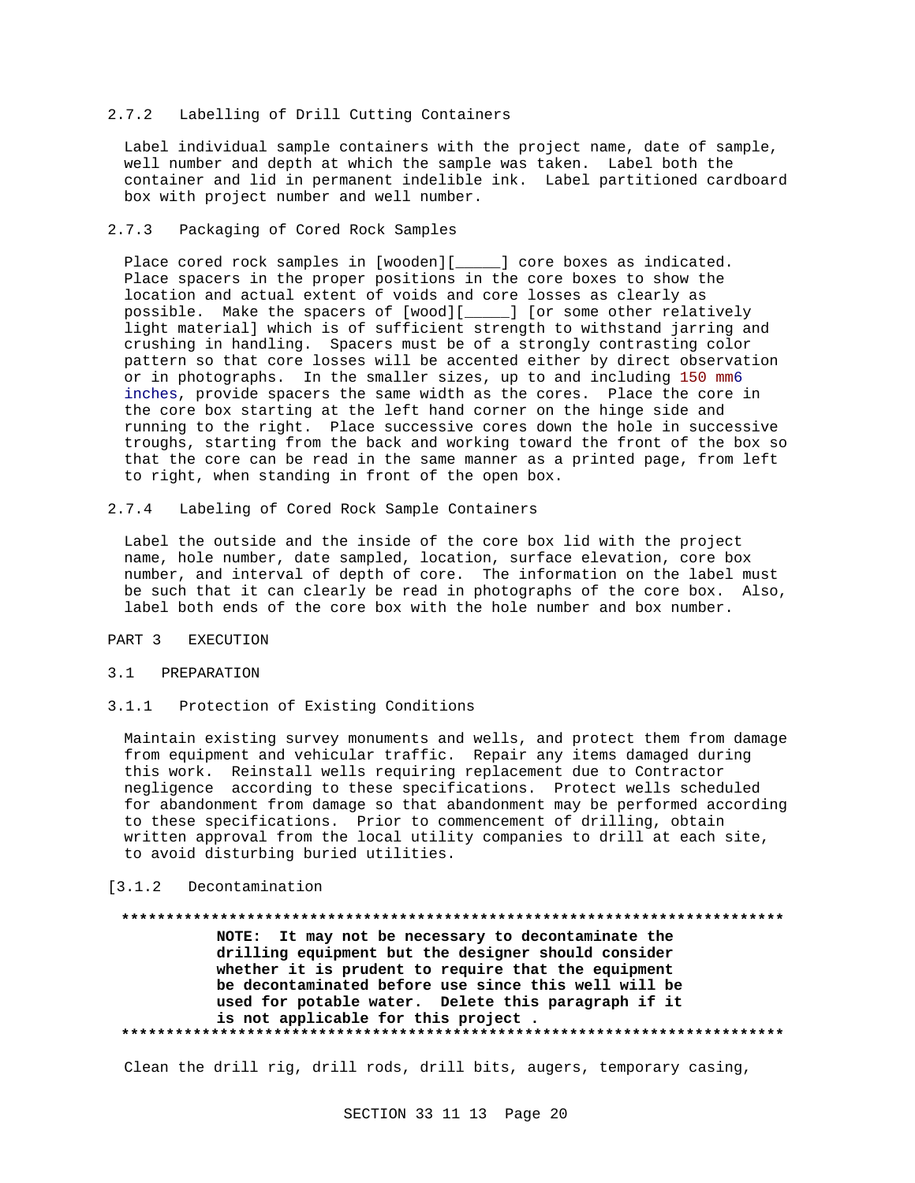### 2.7.2 Labelling of Drill Cutting Containers

Label individual sample containers with the project name, date of sample, well number and depth at which the sample was taken. Label both the container and lid in permanent indelible ink. Label partitioned cardboard box with project number and well number.

### 2.7.3 Packaging of Cored Rock Samples

Place cored rock samples in [wooden][_____] core boxes as indicated. Place spacers in the proper positions in the core boxes to show the location and actual extent of voids and core losses as clearly as possible. Make the spacers of [wood][_____] [or some other relatively light material] which is of sufficient strength to withstand jarring and crushing in handling. Spacers must be of a strongly contrasting color pattern so that core losses will be accented either by direct observation or in photographs. In the smaller sizes, up to and including 150 mm6 inches, provide spacers the same width as the cores. Place the core in the core box starting at the left hand corner on the hinge side and running to the right. Place successive cores down the hole in successive troughs, starting from the back and working toward the front of the box so that the core can be read in the same manner as a printed page, from left to right, when standing in front of the open box.

### 2.7.4 Labeling of Cored Rock Sample Containers

Label the outside and the inside of the core box lid with the project name, hole number, date sampled, location, surface elevation, core box number, and interval of depth of core. The information on the label must be such that it can clearly be read in photographs of the core box. Also, label both ends of the core box with the hole number and box number.

## PART 3 EXECUTION

### 3.1 PREPARATION

### 3.1.1 Protection of Existing Conditions

Maintain existing survey monuments and wells, and protect them from damage from equipment and vehicular traffic. Repair any items damaged during this work. Reinstall wells requiring replacement due to Contractor negligence according to these specifications. Protect wells scheduled for abandonment from damage so that abandonment may be performed according to these specifications. Prior to commencement of drilling, obtain written approval from the local utility companies to drill at each site, to avoid disturbing buried utilities.

### [3.1.2 Decontamination

**************************************************************************

**NOTE: It may not be necessary to decontaminate the drilling equipment but the designer should consider whether it is prudent to require that the equipment be decontaminated before use since this well will be used for potable water. Delete this paragraph if it is not applicable for this project .**

**************************************************************************

Clean the drill rig, drill rods, drill bits, augers, temporary casing,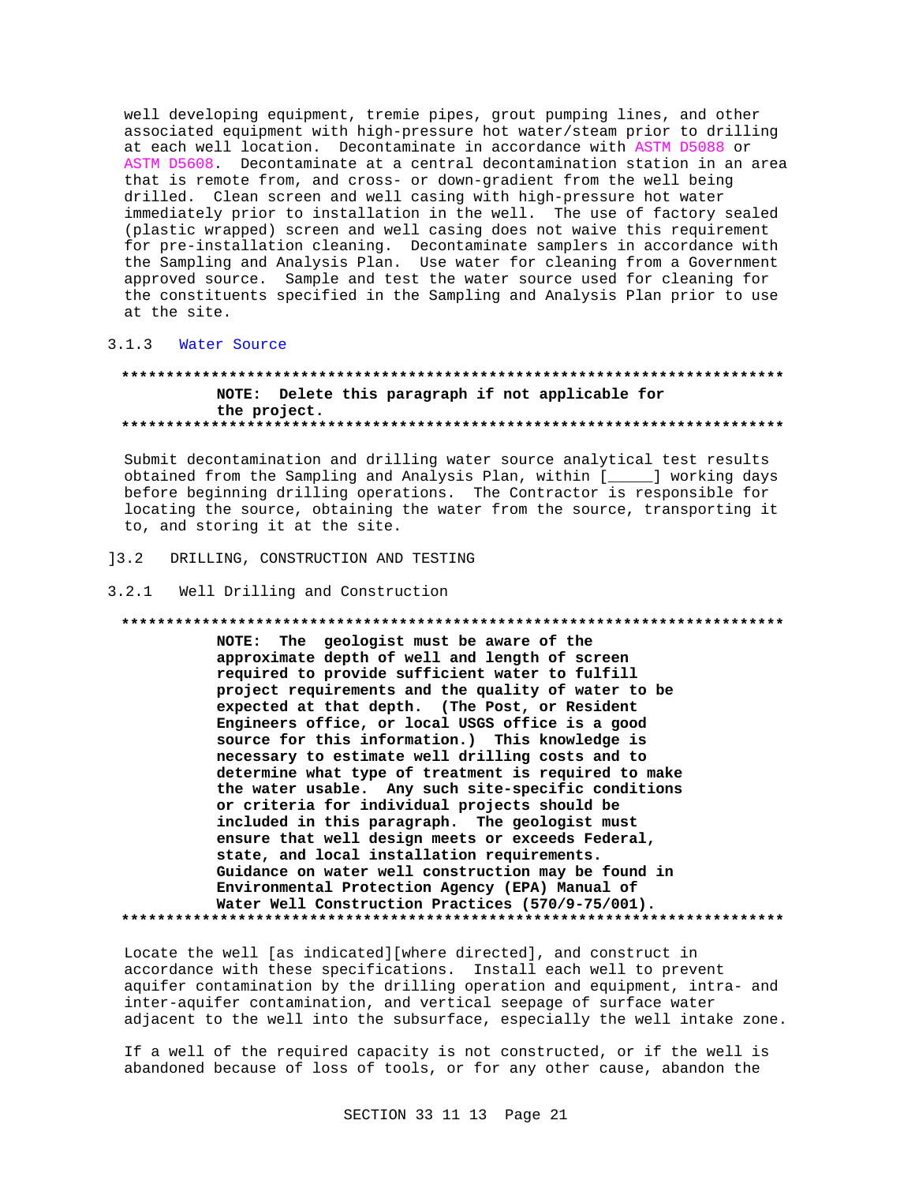well developing equipment, tremie pipes, grout pumping lines, and other associated equipment with high-pressure hot water/steam prior to drilling at each well location. Decontaminate in accordance with ASTM D5088 or ASTM D5608. Decontaminate at a central decontamination station in an area that is remote from, and cross- or down-gradient from the well being drilled. Clean screen and well casing with high-pressure hot water immediately prior to installation in the well. The use of factory sealed (plastic wrapped) screen and well casing does not waive this requirement for pre-installation cleaning. Decontaminate samplers in accordance with the Sampling and Analysis Plan. Use water for cleaning from a Government approved source. Sample and test the water source used for cleaning for the constituents specified in the Sampling and Analysis Plan prior to use at the site.

### 3.1.3 Water Source

**NOTE: Delete this paragraph if not applicable for the project.**

Submit decontamination and drilling water source analytical test results obtained from the Sampling and Analysis Plan, within [_____] working days before beginning drilling operations. The Contractor is responsible for locating the source, obtaining the water from the source, transporting it to, and storing it at the site.

## ]3.2 DRILLING, CONSTRUCTION AND TESTING

### 3.2.1 Well Drilling and Construction

**NOTE: The geologist must be aware of the approximate depth of well and length of screen required to provide sufficient water to fulfill project requirements and the quality of water to be expected at that depth. (The Post, or Resident Engineers office, or local USGS office is a good source for this information.) This knowledge is necessary to estimate well drilling costs and to determine what type of treatment is required to make the water usable. Any such site-specific conditions or criteria for individual projects should be included in this paragraph. The geologist must ensure that well design meets or exceeds Federal, state, and local installation requirements. Guidance on water well construction may be found in Environmental Protection Agency (EPA) Manual of Water Well Construction Practices (570/9-75/001).**

Locate the well [as indicated][where directed], and construct in accordance with these specifications. Install each well to prevent aquifer contamination by the drilling operation and equipment, intra- and inter-aquifer contamination, and vertical seepage of surface water adjacent to the well into the subsurface, especially the well intake zone.

If a well of the required capacity is not constructed, or if the well is abandoned because of loss of tools, or for any other cause, abandon the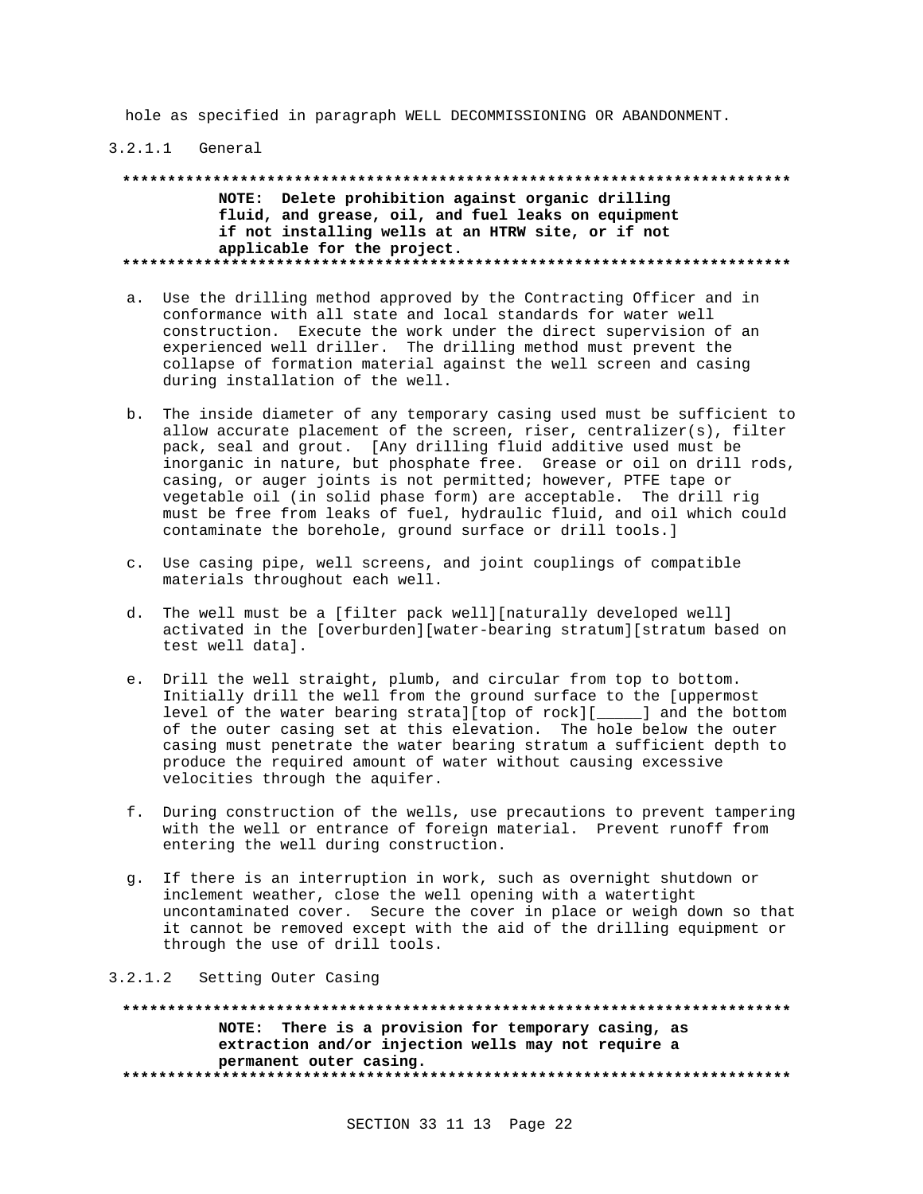hole as specified in paragraph WELL DECOMMISSIONING OR ABANDONMENT.

#### 3.2.1.1 General

**************************************************************************
**NOTE: Delete prohibition against organic drilling fluid, and grease, oil, and fuel leaks on equipment if not installing wells at an HTRW site, or if not applicable for the project.**
**************************************************************************

a. Use the drilling method approved by the Contracting Officer and in conformance with all state and local standards for water well construction. Execute the work under the direct supervision of an experienced well driller. The drilling method must prevent the collapse of formation material against the well screen and casing during installation of the well.

b. The inside diameter of any temporary casing used must be sufficient to allow accurate placement of the screen, riser, centralizer(s), filter pack, seal and grout. [Any drilling fluid additive used must be inorganic in nature, but phosphate free. Grease or oil on drill rods, casing, or auger joints is not permitted; however, PTFE tape or vegetable oil (in solid phase form) are acceptable. The drill rig must be free from leaks of fuel, hydraulic fluid, and oil which could contaminate the borehole, ground surface or drill tools.]

c. Use casing pipe, well screens, and joint couplings of compatible materials throughout each well.

d. The well must be a [filter pack well][naturally developed well] activated in the [overburden][water-bearing stratum][stratum based on test well data].

e. Drill the well straight, plumb, and circular from top to bottom. Initially drill the well from the ground surface to the [uppermost level of the water bearing strata][top of rock][_____] and the bottom of the outer casing set at this elevation. The hole below the outer casing must penetrate the water bearing stratum a sufficient depth to produce the required amount of water without causing excessive velocities through the aquifer.

f. During construction of the wells, use precautions to prevent tampering with the well or entrance of foreign material. Prevent runoff from entering the well during construction.

g. If there is an interruption in work, such as overnight shutdown or inclement weather, close the well opening with a watertight uncontaminated cover. Secure the cover in place or weigh down so that it cannot be removed except with the aid of the drilling equipment or through the use of drill tools.

#### 3.2.1.2 Setting Outer Casing

**************************************************************************
**NOTE: There is a provision for temporary casing, as extraction and/or injection wells may not require a permanent outer casing.**
**************************************************************************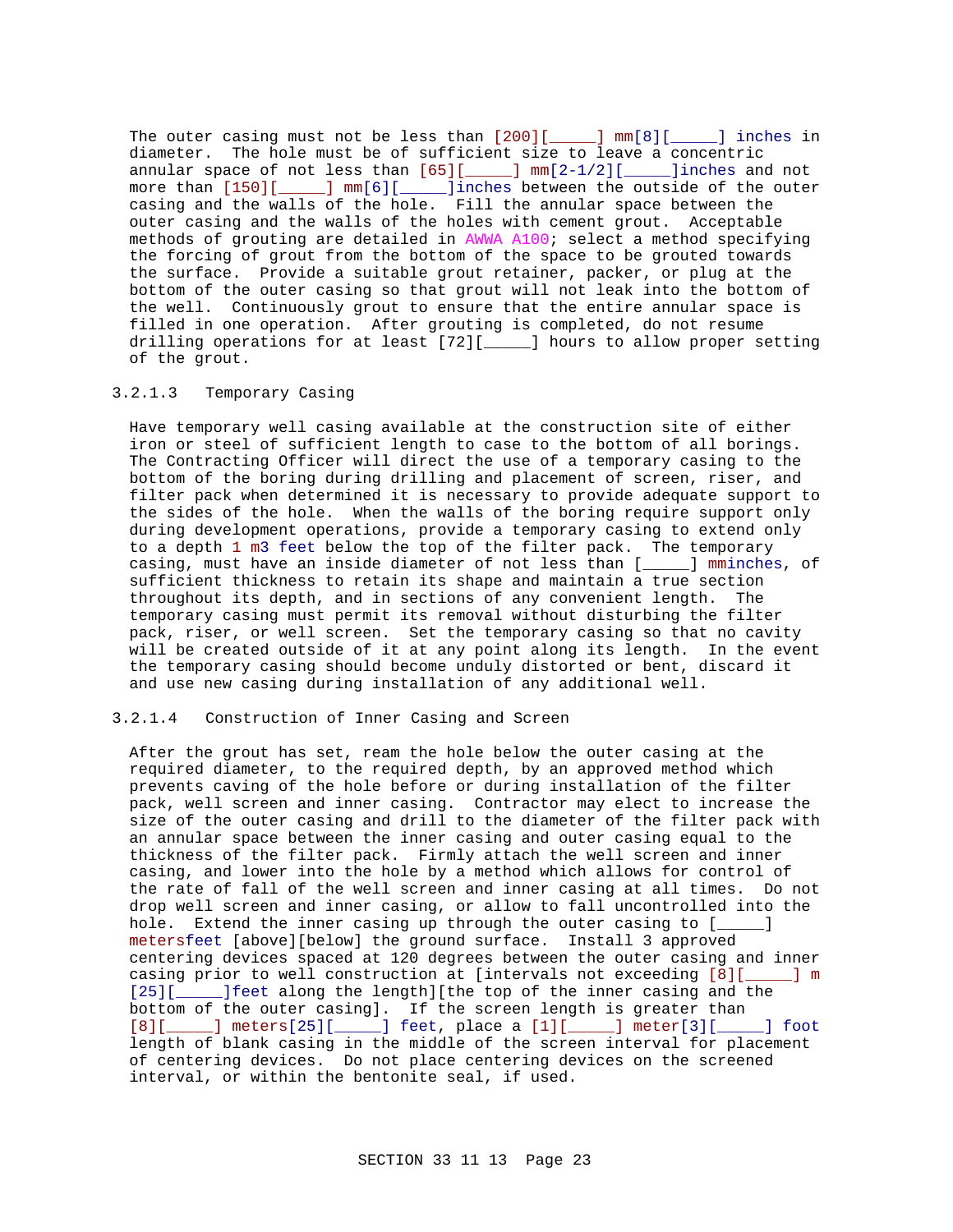The outer casing must not be less than [200][_____] mm[8][_____] inches in diameter. The hole must be of sufficient size to leave a concentric annular space of not less than [65][_____] mm[2-1/2][_____]inches and not more than [150][_____] mm[6][_____]inches between the outside of the outer casing and the walls of the hole. Fill the annular space between the outer casing and the walls of the holes with cement grout. Acceptable methods of grouting are detailed in AWWA A100; select a method specifying the forcing of grout from the bottom of the space to be grouted towards the surface. Provide a suitable grout retainer, packer, or plug at the bottom of the outer casing so that grout will not leak into the bottom of the well. Continuously grout to ensure that the entire annular space is filled in one operation. After grouting is completed, do not resume drilling operations for at least [72][_____] hours to allow proper setting of the grout.

#### 3.2.1.3 Temporary Casing

Have temporary well casing available at the construction site of either iron or steel of sufficient length to case to the bottom of all borings. The Contracting Officer will direct the use of a temporary casing to the bottom of the boring during drilling and placement of screen, riser, and filter pack when determined it is necessary to provide adequate support to the sides of the hole. When the walls of the boring require support only during development operations, provide a temporary casing to extend only to a depth 1 m3 feet below the top of the filter pack. The temporary casing, must have an inside diameter of not less than [_____] mminches, of sufficient thickness to retain its shape and maintain a true section throughout its depth, and in sections of any convenient length. The temporary casing must permit its removal without disturbing the filter pack, riser, or well screen. Set the temporary casing so that no cavity will be created outside of it at any point along its length. In the event the temporary casing should become unduly distorted or bent, discard it and use new casing during installation of any additional well.

#### 3.2.1.4 Construction of Inner Casing and Screen

After the grout has set, ream the hole below the outer casing at the required diameter, to the required depth, by an approved method which prevents caving of the hole before or during installation of the filter pack, well screen and inner casing. Contractor may elect to increase the size of the outer casing and drill to the diameter of the filter pack with an annular space between the inner casing and outer casing equal to the thickness of the filter pack. Firmly attach the well screen and inner casing, and lower into the hole by a method which allows for control of the rate of fall of the well screen and inner casing at all times. Do not drop well screen and inner casing, or allow to fall uncontrolled into the hole. Extend the inner casing up through the outer casing to [_____] metersfeet [above][below] the ground surface. Install 3 approved centering devices spaced at 120 degrees between the outer casing and inner casing prior to well construction at [intervals not exceeding [8][_____] m [25][_____]feet along the length][the top of the inner casing and the bottom of the outer casing]. If the screen length is greater than [8][_____] meters[25][_____] feet, place a [1][_____] meter[3][_____] foot length of blank casing in the middle of the screen interval for placement of centering devices. Do not place centering devices on the screened interval, or within the bentonite seal, if used.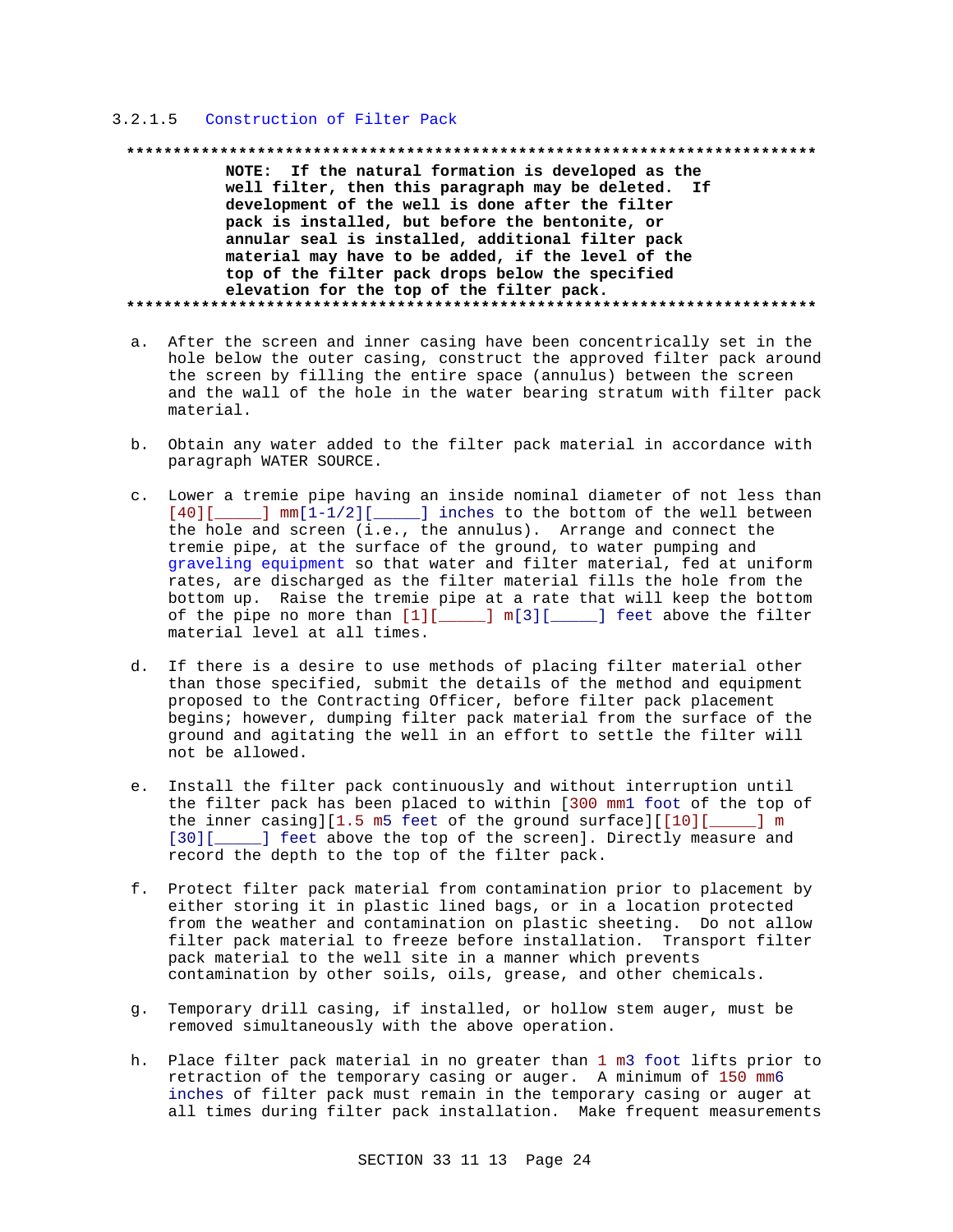#### 3.2.1.5 Construction of Filter Pack

```
**************************************************************************
          NOTE:  If the natural formation is developed as the
          well filter, then this paragraph may be deleted.  If
          development of the well is done after the filter
          pack is installed, but before the bentonite, or
          annular seal is installed, additional filter pack
          material may have to be added, if the level of the
          top of the filter pack drops below the specified
          elevation for the top of the filter pack.
**************************************************************************
```

a. After the screen and inner casing have been concentrically set in the hole below the outer casing, construct the approved filter pack around the screen by filling the entire space (annulus) between the screen and the wall of the hole in the water bearing stratum with filter pack material.

b. Obtain any water added to the filter pack material in accordance with paragraph WATER SOURCE.

c. Lower a tremie pipe having an inside nominal diameter of not less than [40][_____] mm[1-1/2][_____] inches to the bottom of the well between the hole and screen (i.e., the annulus). Arrange and connect the tremie pipe, at the surface of the ground, to water pumping and graveling equipment so that water and filter material, fed at uniform rates, are discharged as the filter material fills the hole from the bottom up. Raise the tremie pipe at a rate that will keep the bottom of the pipe no more than [1][_____] m[3][_____] feet above the filter material level at all times.

d. If there is a desire to use methods of placing filter material other than those specified, submit the details of the method and equipment proposed to the Contracting Officer, before filter pack placement begins; however, dumping filter pack material from the surface of the ground and agitating the well in an effort to settle the filter will not be allowed.

e. Install the filter pack continuously and without interruption until the filter pack has been placed to within [300 mm1 foot of the top of the inner casing][1.5 m5 feet of the ground surface][[10][_____] m [30][_____] feet above the top of the screen]. Directly measure and record the depth to the top of the filter pack.

f. Protect filter pack material from contamination prior to placement by either storing it in plastic lined bags, or in a location protected from the weather and contamination on plastic sheeting. Do not allow filter pack material to freeze before installation. Transport filter pack material to the well site in a manner which prevents contamination by other soils, oils, grease, and other chemicals.

g. Temporary drill casing, if installed, or hollow stem auger, must be removed simultaneously with the above operation.

h. Place filter pack material in no greater than 1 m3 foot lifts prior to retraction of the temporary casing or auger. A minimum of 150 mm6 inches of filter pack must remain in the temporary casing or auger at all times during filter pack installation. Make frequent measurements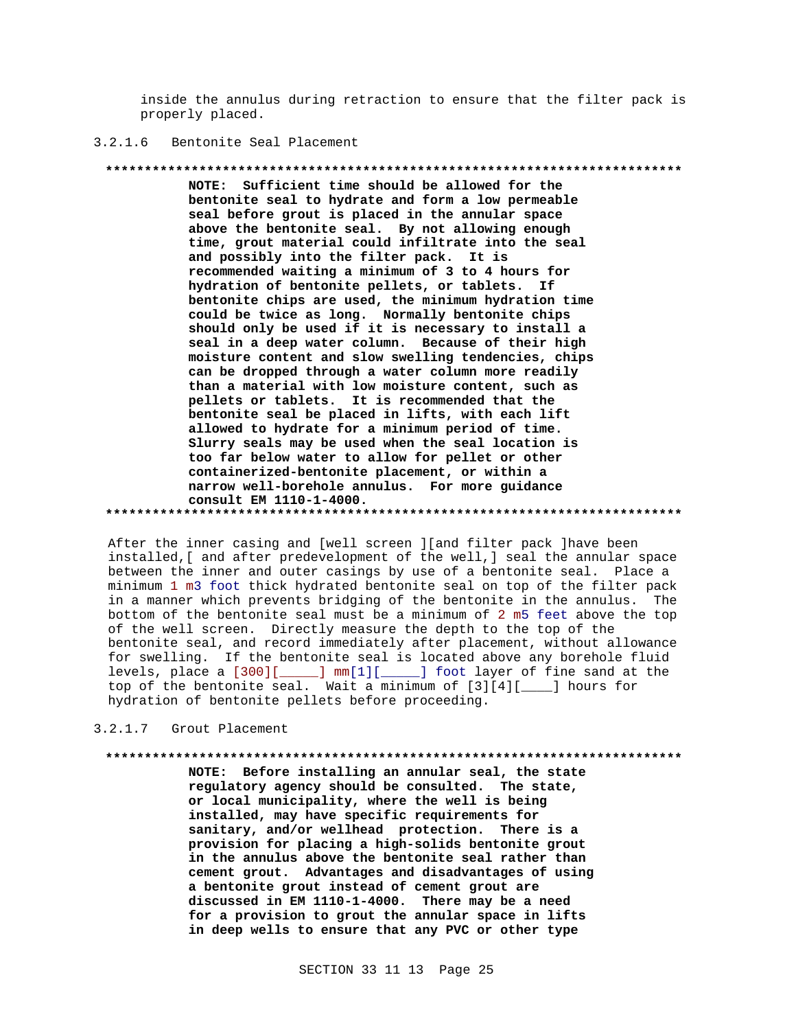inside the annulus during retraction to ensure that the filter pack is properly placed.

#### 3.2.1.6 Bentonite Seal Placement

**************************************************************************

**NOTE: Sufficient time should be allowed for the bentonite seal to hydrate and form a low permeable seal before grout is placed in the annular space above the bentonite seal. By not allowing enough time, grout material could infiltrate into the seal and possibly into the filter pack. It is recommended waiting a minimum of 3 to 4 hours for hydration of bentonite pellets, or tablets. If bentonite chips are used, the minimum hydration time could be twice as long. Normally bentonite chips should only be used if it is necessary to install a seal in a deep water column. Because of their high moisture content and slow swelling tendencies, chips can be dropped through a water column more readily than a material with low moisture content, such as pellets or tablets. It is recommended that the bentonite seal be placed in lifts, with each lift allowed to hydrate for a minimum period of time. Slurry seals may be used when the seal location is too far below water to allow for pellet or other containerized-bentonite placement, or within a narrow well-borehole annulus. For more guidance consult EM 1110-1-4000.**

**************************************************************************

After the inner casing and [well screen ][and filter pack ]have been installed,[ and after predevelopment of the well,] seal the annular space between the inner and outer casings by use of a bentonite seal. Place a minimum 1 m3 foot thick hydrated bentonite seal on top of the filter pack in a manner which prevents bridging of the bentonite in the annulus. The bottom of the bentonite seal must be a minimum of 2 m5 feet above the top of the well screen. Directly measure the depth to the top of the bentonite seal, and record immediately after placement, without allowance for swelling. If the bentonite seal is located above any borehole fluid levels, place a [300][_____] mm[1][_____] foot layer of fine sand at the top of the bentonite seal. Wait a minimum of [3][4][____] hours for hydration of bentonite pellets before proceeding.

#### 3.2.1.7 Grout Placement

**************************************************************************

**NOTE: Before installing an annular seal, the state regulatory agency should be consulted. The state, or local municipality, where the well is being installed, may have specific requirements for sanitary, and/or wellhead protection. There is a provision for placing a high-solids bentonite grout in the annulus above the bentonite seal rather than cement grout. Advantages and disadvantages of using a bentonite grout instead of cement grout are discussed in EM 1110-1-4000. There may be a need for a provision to grout the annular space in lifts in deep wells to ensure that any PVC or other type**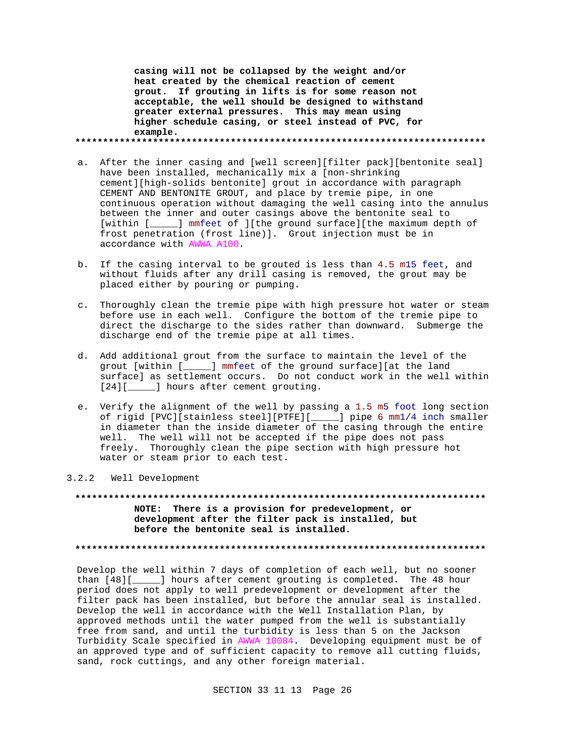**casing will not be collapsed by the weight and/or heat created by the chemical reaction of cement grout. If grouting in lifts is for some reason not acceptable, the well should be designed to withstand greater external pressures. This may mean using higher schedule casing, or steel instead of PVC, for example.**

**************************************************************************

a. After the inner casing and [well screen][filter pack][bentonite seal] have been installed, mechanically mix a [non-shrinking cement][high-solids bentonite] grout in accordance with paragraph CEMENT AND BENTONITE GROUT, and place by tremie pipe, in one continuous operation without damaging the well casing into the annulus between the inner and outer casings above the bentonite seal to [within [_____] mmfeet of ][the ground surface][the maximum depth of frost penetration (frost line)]. Grout injection must be in accordance with AWWA A100.

b. If the casing interval to be grouted is less than 4.5 m15 feet, and without fluids after any drill casing is removed, the grout may be placed either by pouring or pumping.

c. Thoroughly clean the tremie pipe with high pressure hot water or steam before use in each well. Configure the bottom of the tremie pipe to direct the discharge to the sides rather than downward. Submerge the discharge end of the tremie pipe at all times.

d. Add additional grout from the surface to maintain the level of the grout [within [_____] mmfeet of the ground surface][at the land surface] as settlement occurs. Do not conduct work in the well within [24][_____] hours after cement grouting.

e. Verify the alignment of the well by passing a 1.5 m5 foot long section of rigid [PVC][stainless steel][PTFE][_____] pipe 6 mm1/4 inch smaller in diameter than the inside diameter of the casing through the entire well. The well will not be accepted if the pipe does not pass freely. Thoroughly clean the pipe section with high pressure hot water or steam prior to each test.

### 3.2.2 Well Development

**************************************************************************

**NOTE: There is a provision for predevelopment, or development after the filter pack is installed, but before the bentonite seal is installed.**

**************************************************************************

Develop the well within 7 days of completion of each well, but no sooner than [48][_____] hours after cement grouting is completed. The 48 hour period does not apply to well predevelopment or development after the filter pack has been installed, but before the annular seal is installed. Develop the well in accordance with the Well Installation Plan, by approved methods until the water pumped from the well is substantially free from sand, and until the turbidity is less than 5 on the Jackson Turbidity Scale specified in AWWA 10084. Developing equipment must be of an approved type and of sufficient capacity to remove all cutting fluids, sand, rock cuttings, and any other foreign material.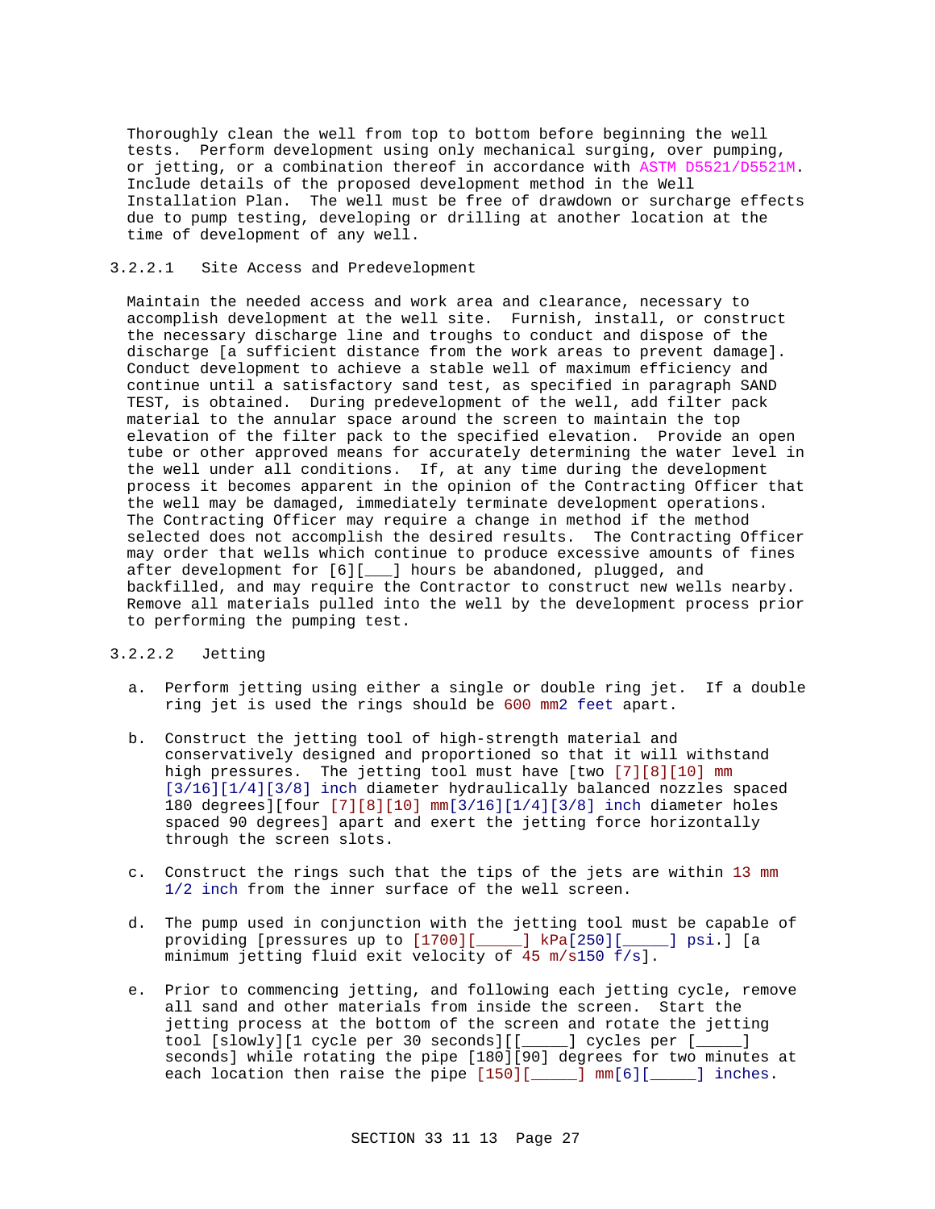Thoroughly clean the well from top to bottom before beginning the well tests. Perform development using only mechanical surging, over pumping, or jetting, or a combination thereof in accordance with ASTM D5521/D5521M. Include details of the proposed development method in the Well Installation Plan. The well must be free of drawdown or surcharge effects due to pump testing, developing or drilling at another location at the time of development of any well.

#### 3.2.2.1 Site Access and Predevelopment

Maintain the needed access and work area and clearance, necessary to accomplish development at the well site. Furnish, install, or construct the necessary discharge line and troughs to conduct and dispose of the discharge [a sufficient distance from the work areas to prevent damage]. Conduct development to achieve a stable well of maximum efficiency and continue until a satisfactory sand test, as specified in paragraph SAND TEST, is obtained. During predevelopment of the well, add filter pack material to the annular space around the screen to maintain the top elevation of the filter pack to the specified elevation. Provide an open tube or other approved means for accurately determining the water level in the well under all conditions. If, at any time during the development process it becomes apparent in the opinion of the Contracting Officer that the well may be damaged, immediately terminate development operations. The Contracting Officer may require a change in method if the method selected does not accomplish the desired results. The Contracting Officer may order that wells which continue to produce excessive amounts of fines after development for [6][___] hours be abandoned, plugged, and backfilled, and may require the Contractor to construct new wells nearby. Remove all materials pulled into the well by the development process prior to performing the pumping test.

#### 3.2.2.2 Jetting

a. Perform jetting using either a single or double ring jet. If a double ring jet is used the rings should be 600 mm2 feet apart.

b. Construct the jetting tool of high-strength material and conservatively designed and proportioned so that it will withstand high pressures. The jetting tool must have [two [7][8][10] mm [3/16][1/4][3/8] inch diameter hydraulically balanced nozzles spaced 180 degrees][four [7][8][10] mm[3/16][1/4][3/8] inch diameter holes spaced 90 degrees] apart and exert the jetting force horizontally through the screen slots.

c. Construct the rings such that the tips of the jets are within 13 mm 1/2 inch from the inner surface of the well screen.

d. The pump used in conjunction with the jetting tool must be capable of providing [pressures up to [1700][_____] kPa[250][_____] psi.] [a minimum jetting fluid exit velocity of 45 m/s150 f/s].

e. Prior to commencing jetting, and following each jetting cycle, remove all sand and other materials from inside the screen. Start the jetting process at the bottom of the screen and rotate the jetting tool [slowly][1 cycle per 30 seconds][[_____] cycles per [_____] seconds] while rotating the pipe [180][90] degrees for two minutes at each location then raise the pipe [150][_____] mm[6][_____] inches.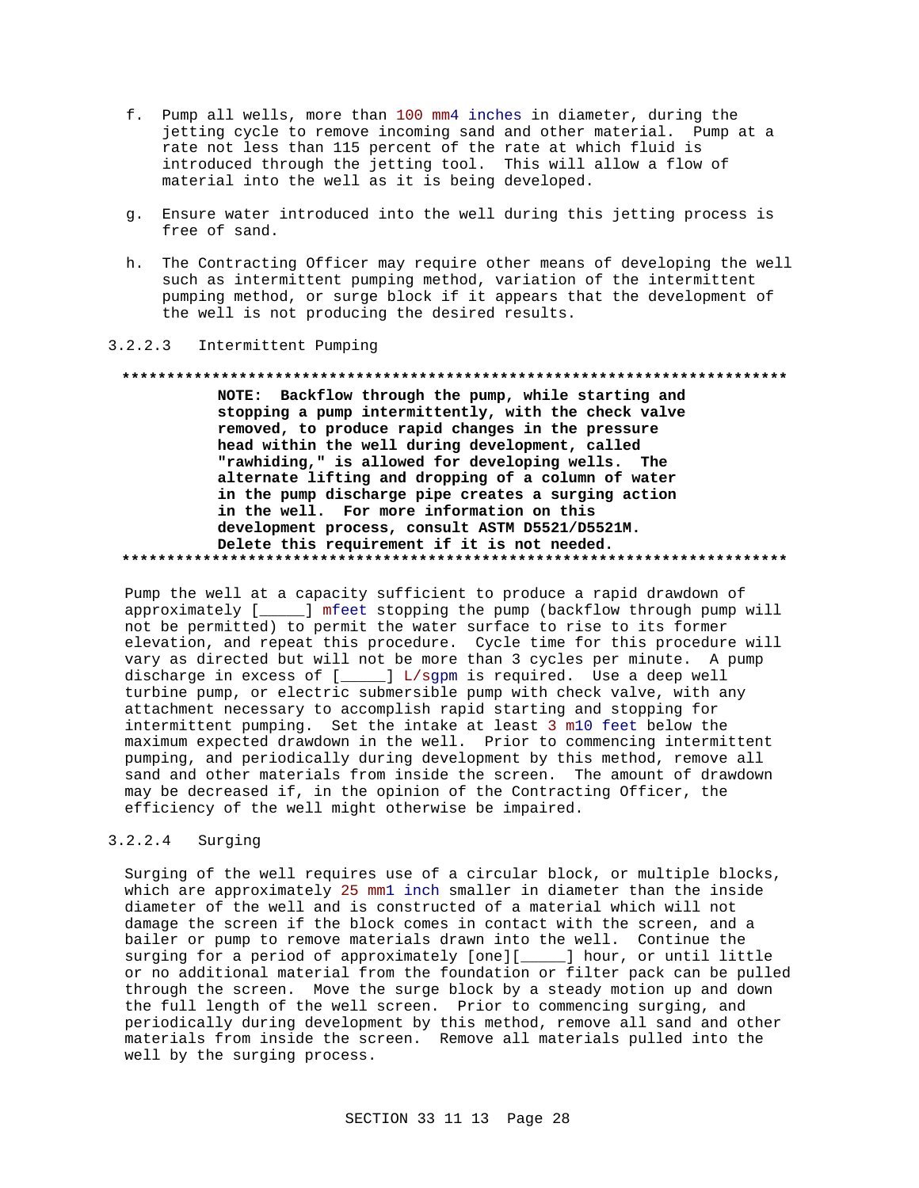f. Pump all wells, more than 100 mm4 inches in diameter, during the jetting cycle to remove incoming sand and other material. Pump at a rate not less than 115 percent of the rate at which fluid is introduced through the jetting tool. This will allow a flow of material into the well as it is being developed.

g. Ensure water introduced into the well during this jetting process is free of sand.

h. The Contracting Officer may require other means of developing the well such as intermittent pumping method, variation of the intermittent pumping method, or surge block if it appears that the development of the well is not producing the desired results.

#### 3.2.2.3 Intermittent Pumping

**************************************************************************

**NOTE: Backflow through the pump, while starting and stopping a pump intermittently, with the check valve removed, to produce rapid changes in the pressure head within the well during development, called "rawhiding," is allowed for developing wells. The alternate lifting and dropping of a column of water in the pump discharge pipe creates a surging action in the well. For more information on this development process, consult ASTM D5521/D5521M. Delete this requirement if it is not needed.**

**************************************************************************

Pump the well at a capacity sufficient to produce a rapid drawdown of approximately [_____] mfeet stopping the pump (backflow through pump will not be permitted) to permit the water surface to rise to its former elevation, and repeat this procedure. Cycle time for this procedure will vary as directed but will not be more than 3 cycles per minute. A pump discharge in excess of [_____] L/sgpm is required. Use a deep well turbine pump, or electric submersible pump with check valve, with any attachment necessary to accomplish rapid starting and stopping for intermittent pumping. Set the intake at least 3 m10 feet below the maximum expected drawdown in the well. Prior to commencing intermittent pumping, and periodically during development by this method, remove all sand and other materials from inside the screen. The amount of drawdown may be decreased if, in the opinion of the Contracting Officer, the efficiency of the well might otherwise be impaired.

#### 3.2.2.4 Surging

Surging of the well requires use of a circular block, or multiple blocks, which are approximately 25 mm1 inch smaller in diameter than the inside diameter of the well and is constructed of a material which will not damage the screen if the block comes in contact with the screen, and a bailer or pump to remove materials drawn into the well. Continue the surging for a period of approximately [one][_____] hour, or until little or no additional material from the foundation or filter pack can be pulled through the screen. Move the surge block by a steady motion up and down the full length of the well screen. Prior to commencing surging, and periodically during development by this method, remove all sand and other materials from inside the screen. Remove all materials pulled into the well by the surging process.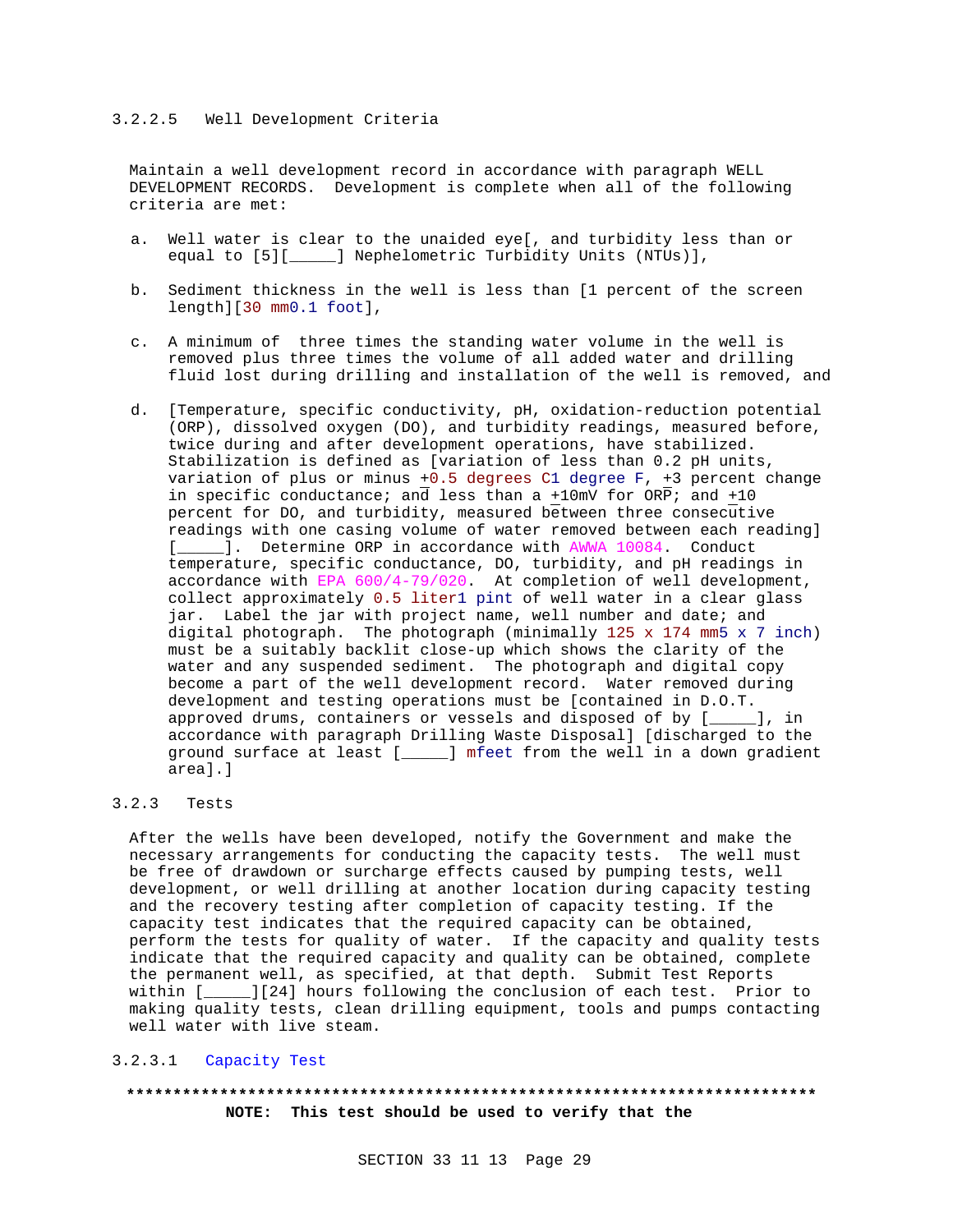#### 3.2.2.5 Well Development Criteria

Maintain a well development record in accordance with paragraph WELL DEVELOPMENT RECORDS. Development is complete when all of the following criteria are met:

a. Well water is clear to the unaided eye[, and turbidity less than or equal to [5][_____] Nephelometric Turbidity Units (NTUs)],

b. Sediment thickness in the well is less than [1 percent of the screen length][30 mm0.1 foot],

c. A minimum of three times the standing water volume in the well is removed plus three times the volume of all added water and drilling fluid lost during drilling and installation of the well is removed, and

d. [Temperature, specific conductivity, pH, oxidation-reduction potential (ORP), dissolved oxygen (DO), and turbidity readings, measured before, twice during and after development operations, have stabilized. Stabilization is defined as [variation of less than 0.2 pH units, variation of plus or minus +0.5 degrees C1 degree F, +3 percent change in specific conductance; and less than a +10mV for ORP; and +10 percent for DO, and turbidity, measured between three consecutive readings with one casing volume of water removed between each reading] [_____]. Determine ORP in accordance with AWWA 10084. Conduct temperature, specific conductance, DO, turbidity, and pH readings in accordance with EPA 600/4-79/020. At completion of well development, collect approximately 0.5 liter1 pint of well water in a clear glass jar. Label the jar with project name, well number and date; and digital photograph. The photograph (minimally 125 x 174 mm5 x 7 inch) must be a suitably backlit close-up which shows the clarity of the water and any suspended sediment. The photograph and digital copy become a part of the well development record. Water removed during development and testing operations must be [contained in D.O.T. approved drums, containers or vessels and disposed of by [_____], in accordance with paragraph Drilling Waste Disposal] [discharged to the ground surface at least [_____] mfeet from the well in a down gradient area].]

### 3.2.3 Tests

After the wells have been developed, notify the Government and make the necessary arrangements for conducting the capacity tests. The well must be free of drawdown or surcharge effects caused by pumping tests, well development, or well drilling at another location during capacity testing and the recovery testing after completion of capacity testing. If the capacity test indicates that the required capacity can be obtained, perform the tests for quality of water. If the capacity and quality tests indicate that the required capacity and quality can be obtained, complete the permanent well, as specified, at that depth. Submit Test Reports within [_____][24] hours following the conclusion of each test. Prior to making quality tests, clean drilling equipment, tools and pumps contacting well water with live steam.

#### 3.2.3.1 Capacity Test

**************************************************************************

**NOTE: This test should be used to verify that the**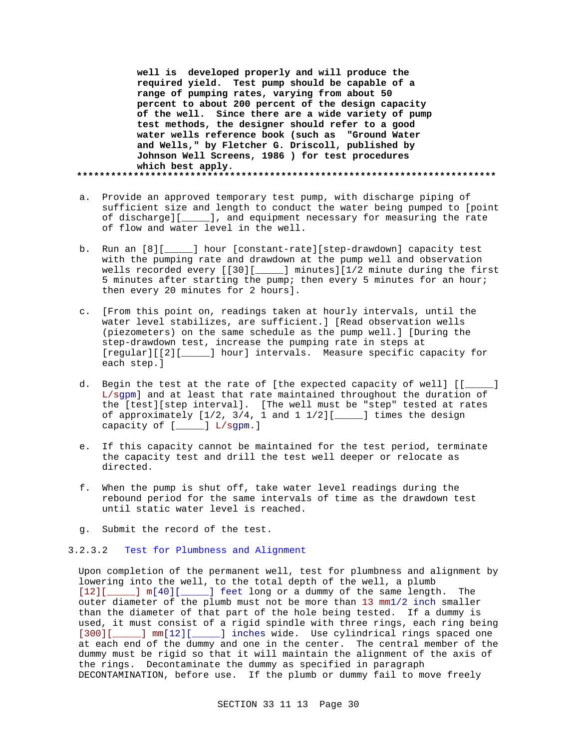**well is developed properly and will produce the required yield. Test pump should be capable of a range of pumping rates, varying from about 50 percent to about 200 percent of the design capacity of the well. Since there are a wide variety of pump test methods, the designer should refer to a good water wells reference book (such as "Ground Water and Wells," by Fletcher G. Driscoll, published by Johnson Well Screens, 1986 ) for test procedures which best apply.**

**************************************************************************

a. Provide an approved temporary test pump, with discharge piping of sufficient size and length to conduct the water being pumped to [point of discharge][_____], and equipment necessary for measuring the rate of flow and water level in the well.

b. Run an [8][_____] hour [constant-rate][step-drawdown] capacity test with the pumping rate and drawdown at the pump well and observation wells recorded every [[30][_____] minutes][1/2 minute during the first 5 minutes after starting the pump; then every 5 minutes for an hour; then every 20 minutes for 2 hours].

c. [From this point on, readings taken at hourly intervals, until the water level stabilizes, are sufficient.] [Read observation wells (piezometers) on the same schedule as the pump well.] [During the step-drawdown test, increase the pumping rate in steps at [regular][[2][_____] hour] intervals. Measure specific capacity for each step.]

d. Begin the test at the rate of [the expected capacity of well] [[_____] L/sgpm] and at least that rate maintained throughout the duration of the [test][step interval]. [The well must be "step" tested at rates of approximately [1/2, 3/4, 1 and 1 1/2][_____] times the design capacity of [_____] L/sgpm.]

e. If this capacity cannot be maintained for the test period, terminate the capacity test and drill the test well deeper or relocate as directed.

f. When the pump is shut off, take water level readings during the rebound period for the same intervals of time as the drawdown test until static water level is reached.

g. Submit the record of the test.

#### 3.2.3.2 Test for Plumbness and Alignment

Upon completion of the permanent well, test for plumbness and alignment by lowering into the well, to the total depth of the well, a plumb [12][_____] m[40][_____] feet long or a dummy of the same length. The outer diameter of the plumb must not be more than 13 mm1/2 inch smaller than the diameter of that part of the hole being tested. If a dummy is used, it must consist of a rigid spindle with three rings, each ring being [300][_____] mm[12][_____] inches wide. Use cylindrical rings spaced one at each end of the dummy and one in the center. The central member of the dummy must be rigid so that it will maintain the alignment of the axis of the rings. Decontaminate the dummy as specified in paragraph DECONTAMINATION, before use. If the plumb or dummy fail to move freely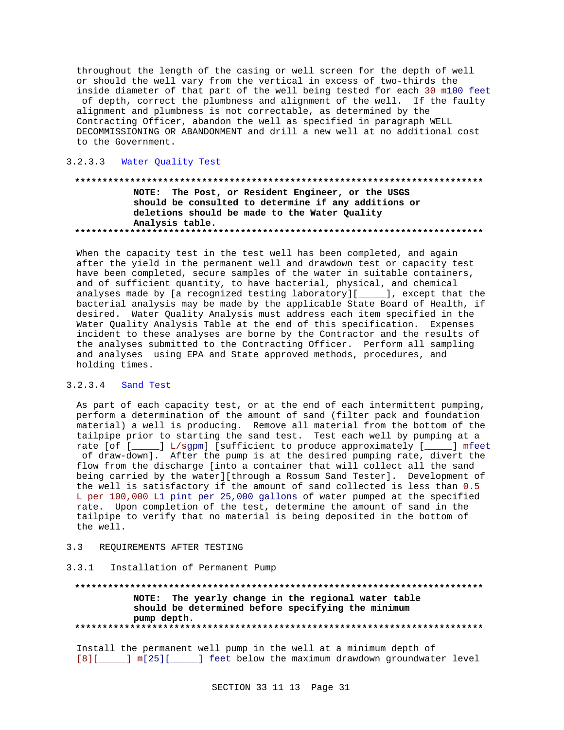throughout the length of the casing or well screen for the depth of well or should the well vary from the vertical in excess of two-thirds the inside diameter of that part of the well being tested for each 30 m100 feet of depth, correct the plumbness and alignment of the well. If the faulty alignment and plumbness is not correctable, as determined by the Contracting Officer, abandon the well as specified in paragraph WELL DECOMMISSIONING OR ABANDONMENT and drill a new well at no additional cost to the Government.

#### 3.2.3.3 Water Quality Test

**************************************************************************

**NOTE: The Post, or Resident Engineer, or the USGS should be consulted to determine if any additions or deletions should be made to the Water Quality Analysis table.**

**************************************************************************

When the capacity test in the test well has been completed, and again after the yield in the permanent well and drawdown test or capacity test have been completed, secure samples of the water in suitable containers, and of sufficient quantity, to have bacterial, physical, and chemical analyses made by [a recognized testing laboratory][_____], except that the bacterial analysis may be made by the applicable State Board of Health, if desired. Water Quality Analysis must address each item specified in the Water Quality Analysis Table at the end of this specification. Expenses incident to these analyses are borne by the Contractor and the results of the analyses submitted to the Contracting Officer. Perform all sampling and analyses using EPA and State approved methods, procedures, and holding times.

#### 3.2.3.4 Sand Test

As part of each capacity test, or at the end of each intermittent pumping, perform a determination of the amount of sand (filter pack and foundation material) a well is producing. Remove all material from the bottom of the tailpipe prior to starting the sand test. Test each well by pumping at a rate [of [_____] L/sgpm] [sufficient to produce approximately [_____] mfeet of draw-down]. After the pump is at the desired pumping rate, divert the flow from the discharge [into a container that will collect all the sand being carried by the water][through a Rossum Sand Tester]. Development of the well is satisfactory if the amount of sand collected is less than 0.5 L per 100,000 L1 pint per 25,000 gallons of water pumped at the specified rate. Upon completion of the test, determine the amount of sand in the tailpipe to verify that no material is being deposited in the bottom of the well.

## 3.3 REQUIREMENTS AFTER TESTING

### 3.3.1 Installation of Permanent Pump

**************************************************************************

**NOTE: The yearly change in the regional water table should be determined before specifying the minimum pump depth.**

**************************************************************************

Install the permanent well pump in the well at a minimum depth of [8][_____] m[25][_____] feet below the maximum drawdown groundwater level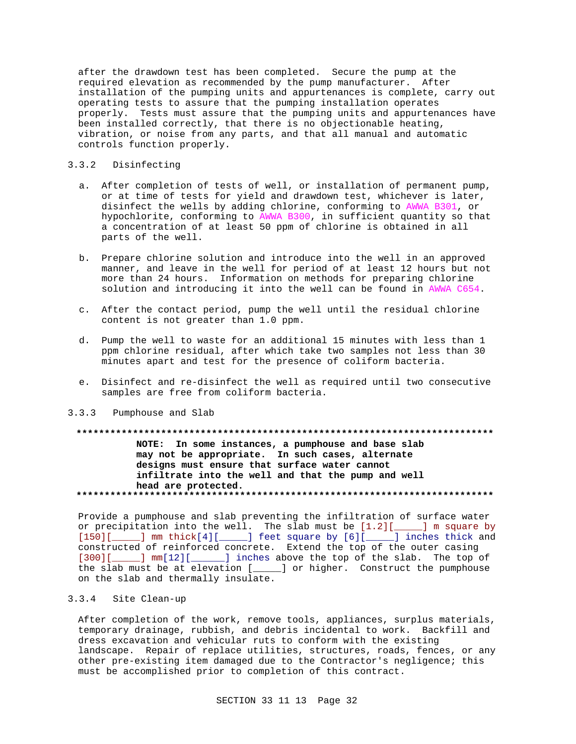after the drawdown test has been completed. Secure the pump at the required elevation as recommended by the pump manufacturer. After installation of the pumping units and appurtenances is complete, carry out operating tests to assure that the pumping installation operates properly. Tests must assure that the pumping units and appurtenances have been installed correctly, that there is no objectionable heating, vibration, or noise from any parts, and that all manual and automatic controls function properly.

### 3.3.2 Disinfecting

a. After completion of tests of well, or installation of permanent pump, or at time of tests for yield and drawdown test, whichever is later, disinfect the wells by adding chlorine, conforming to AWWA B301, or hypochlorite, conforming to AWWA B300, in sufficient quantity so that a concentration of at least 50 ppm of chlorine is obtained in all parts of the well.

b. Prepare chlorine solution and introduce into the well in an approved manner, and leave in the well for period of at least 12 hours but not more than 24 hours. Information on methods for preparing chlorine solution and introducing it into the well can be found in AWWA C654.

c. After the contact period, pump the well until the residual chlorine content is not greater than 1.0 ppm.

d. Pump the well to waste for an additional 15 minutes with less than 1 ppm chlorine residual, after which take two samples not less than 30 minutes apart and test for the presence of coliform bacteria.

e. Disinfect and re-disinfect the well as required until two consecutive samples are free from coliform bacteria.

### 3.3.3 Pumphouse and Slab

**************************************************************************
**NOTE: In some instances, a pumphouse and base slab may not be appropriate. In such cases, alternate designs must ensure that surface water cannot infiltrate into the well and that the pump and well head are protected.**
**************************************************************************

Provide a pumphouse and slab preventing the infiltration of surface water or precipitation into the well. The slab must be [1.2][_____] m square by [150][_____] mm thick[4][_____] feet square by [6][_____] inches thick and constructed of reinforced concrete. Extend the top of the outer casing [300][_____] mm[12][______] inches above the top of the slab. The top of the slab must be at elevation [_____] or higher. Construct the pumphouse on the slab and thermally insulate.

### 3.3.4 Site Clean-up

After completion of the work, remove tools, appliances, surplus materials, temporary drainage, rubbish, and debris incidental to work. Backfill and dress excavation and vehicular ruts to conform with the existing landscape. Repair of replace utilities, structures, roads, fences, or any other pre-existing item damaged due to the Contractor's negligence; this must be accomplished prior to completion of this contract.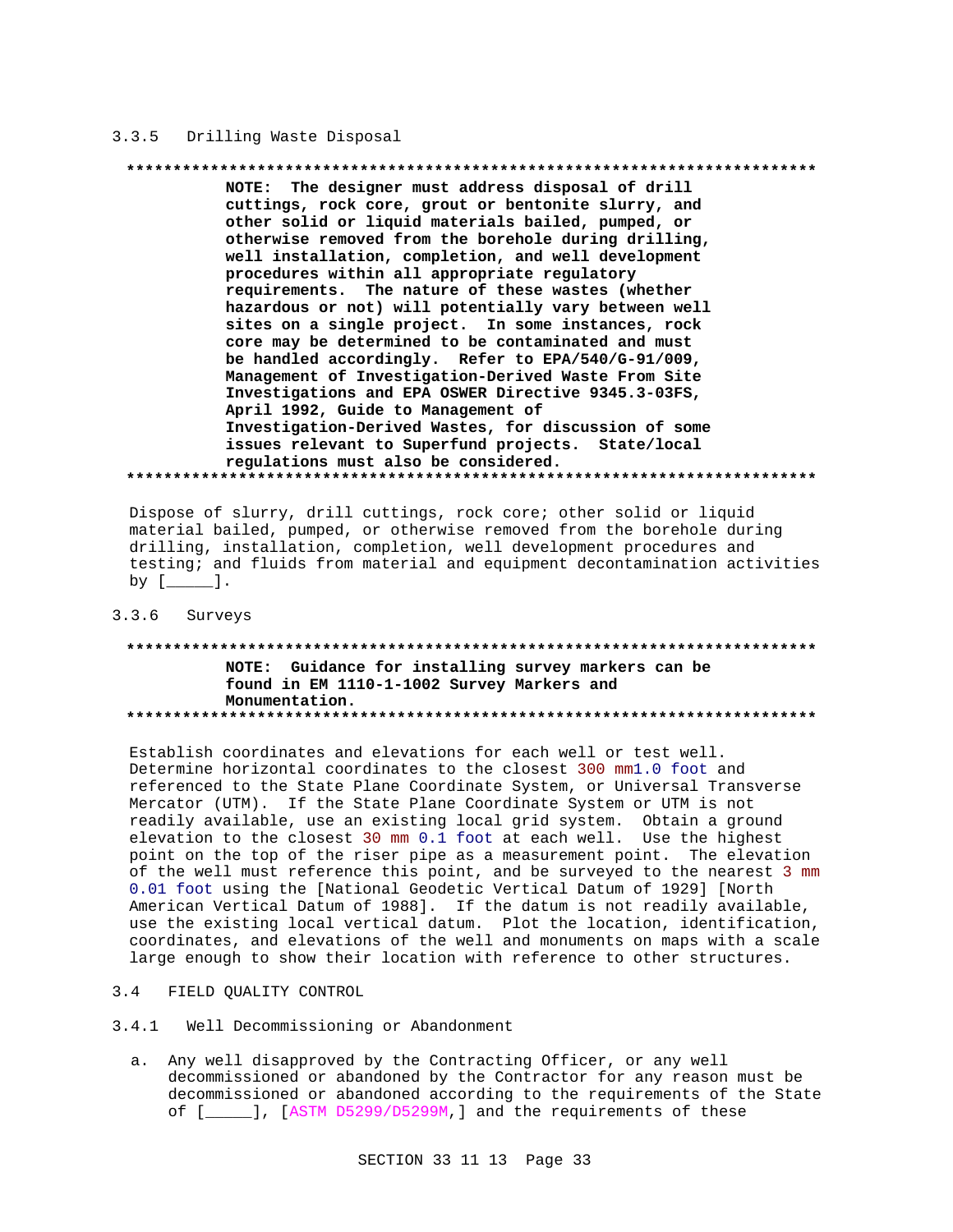### 3.3.5 Drilling Waste Disposal

**************************************************************************

**NOTE: The designer must address disposal of drill cuttings, rock core, grout or bentonite slurry, and other solid or liquid materials bailed, pumped, or otherwise removed from the borehole during drilling, well installation, completion, and well development procedures within all appropriate regulatory requirements. The nature of these wastes (whether hazardous or not) will potentially vary between well sites on a single project. In some instances, rock core may be determined to be contaminated and must be handled accordingly. Refer to EPA/540/G-91/009, Management of Investigation-Derived Waste From Site Investigations and EPA OSWER Directive 9345.3-03FS, April 1992, Guide to Management of Investigation-Derived Wastes, for discussion of some issues relevant to Superfund projects. State/local regulations must also be considered.**

**************************************************************************

Dispose of slurry, drill cuttings, rock core; other solid or liquid material bailed, pumped, or otherwise removed from the borehole during drilling, installation, completion, well development procedures and testing; and fluids from material and equipment decontamination activities by [_____].

### 3.3.6 Surveys

**************************************************************************

**NOTE: Guidance for installing survey markers can be found in EM 1110-1-1002 Survey Markers and Monumentation.**

**************************************************************************

Establish coordinates and elevations for each well or test well. Determine horizontal coordinates to the closest 300 mm1.0 foot and referenced to the State Plane Coordinate System, or Universal Transverse Mercator (UTM). If the State Plane Coordinate System or UTM is not readily available, use an existing local grid system. Obtain a ground elevation to the closest 30 mm 0.1 foot at each well. Use the highest point on the top of the riser pipe as a measurement point. The elevation of the well must reference this point, and be surveyed to the nearest 3 mm 0.01 foot using the [National Geodetic Vertical Datum of 1929] [North American Vertical Datum of 1988]. If the datum is not readily available, use the existing local vertical datum. Plot the location, identification, coordinates, and elevations of the well and monuments on maps with a scale large enough to show their location with reference to other structures.

## 3.4 FIELD QUALITY CONTROL

### 3.4.1 Well Decommissioning or Abandonment

a. Any well disapproved by the Contracting Officer, or any well decommissioned or abandoned by the Contractor for any reason must be decommissioned or abandoned according to the requirements of the State of [_____], [ASTM D5299/D5299M,] and the requirements of these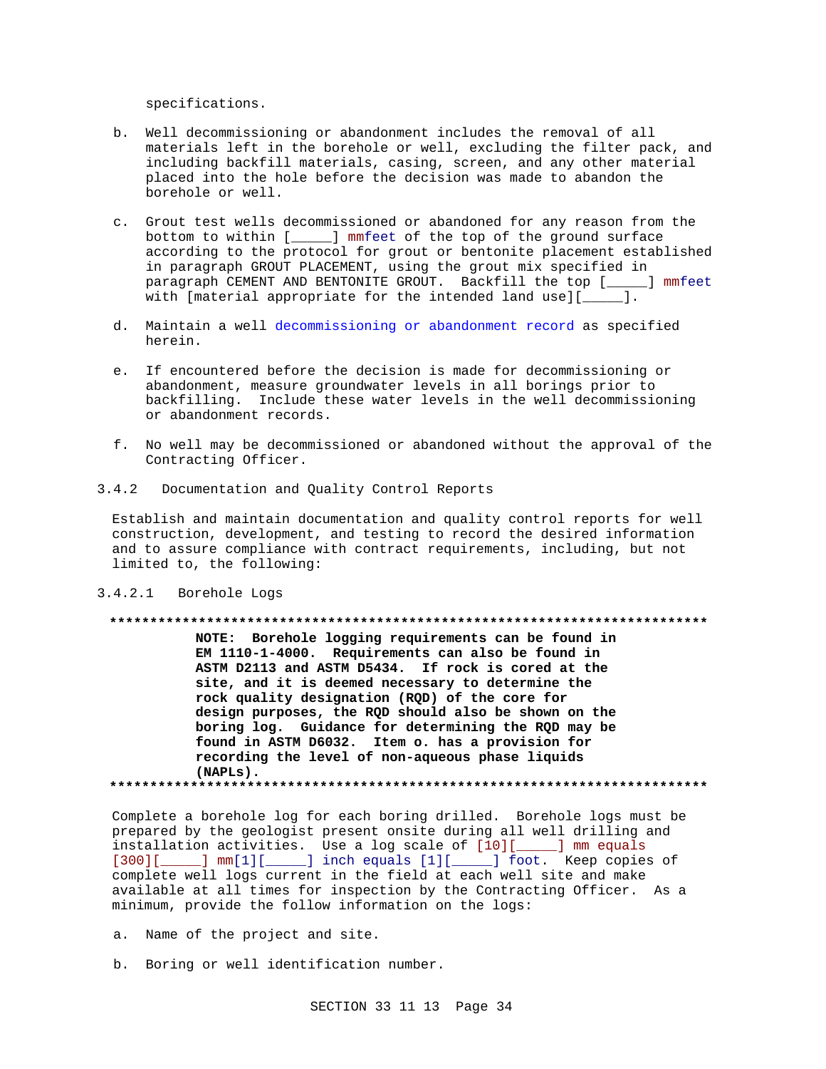specifications.

b. Well decommissioning or abandonment includes the removal of all materials left in the borehole or well, excluding the filter pack, and including backfill materials, casing, screen, and any other material placed into the hole before the decision was made to abandon the borehole or well.

c. Grout test wells decommissioned or abandoned for any reason from the bottom to within [_____] mmfeet of the top of the ground surface according to the protocol for grout or bentonite placement established in paragraph GROUT PLACEMENT, using the grout mix specified in paragraph CEMENT AND BENTONITE GROUT. Backfill the top [_____] mmfeet with [material appropriate for the intended land use][_____].

d. Maintain a well decommissioning or abandonment record as specified herein.

e. If encountered before the decision is made for decommissioning or abandonment, measure groundwater levels in all borings prior to backfilling. Include these water levels in the well decommissioning or abandonment records.

f. No well may be decommissioned or abandoned without the approval of the Contracting Officer.

### 3.4.2 Documentation and Quality Control Reports

Establish and maintain documentation and quality control reports for well construction, development, and testing to record the desired information and to assure compliance with contract requirements, including, but not limited to, the following:

#### 3.4.2.1 Borehole Logs

**************************************************************************

**NOTE: Borehole logging requirements can be found in EM 1110-1-4000. Requirements can also be found in ASTM D2113 and ASTM D5434. If rock is cored at the site, and it is deemed necessary to determine the rock quality designation (RQD) of the core for design purposes, the RQD should also be shown on the boring log. Guidance for determining the RQD may be found in ASTM D6032. Item o. has a provision for recording the level of non-aqueous phase liquids (NAPLs).**

**************************************************************************

Complete a borehole log for each boring drilled. Borehole logs must be prepared by the geologist present onsite during all well drilling and installation activities. Use a log scale of [10][_____] mm equals [300][_____] mm[1][_____] inch equals [1][_____] foot. Keep copies of complete well logs current in the field at each well site and make available at all times for inspection by the Contracting Officer. As a minimum, provide the follow information on the logs:

a. Name of the project and site.

b. Boring or well identification number.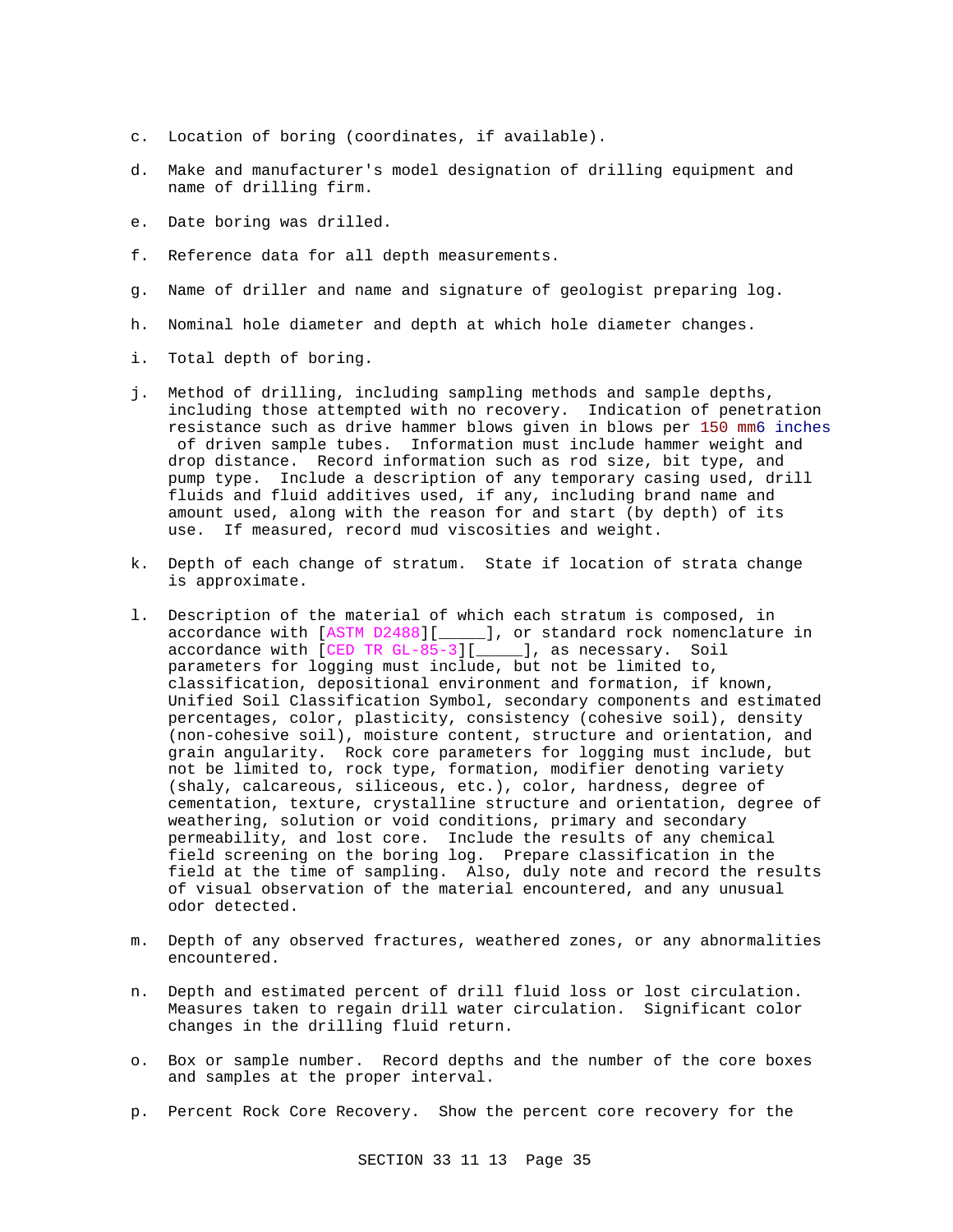c. Location of boring (coordinates, if available).

d. Make and manufacturer's model designation of drilling equipment and name of drilling firm.

e. Date boring was drilled.

f. Reference data for all depth measurements.

g. Name of driller and name and signature of geologist preparing log.

h. Nominal hole diameter and depth at which hole diameter changes.

i. Total depth of boring.

j. Method of drilling, including sampling methods and sample depths, including those attempted with no recovery. Indication of penetration resistance such as drive hammer blows given in blows per 150 mm6 inches of driven sample tubes. Information must include hammer weight and drop distance. Record information such as rod size, bit type, and pump type. Include a description of any temporary casing used, drill fluids and fluid additives used, if any, including brand name and amount used, along with the reason for and start (by depth) of its use. If measured, record mud viscosities and weight.

k. Depth of each change of stratum. State if location of strata change is approximate.

l. Description of the material of which each stratum is composed, in accordance with [ASTM D2488][_____], or standard rock nomenclature in accordance with [CED TR GL-85-3][_____], as necessary. Soil parameters for logging must include, but not be limited to, classification, depositional environment and formation, if known, Unified Soil Classification Symbol, secondary components and estimated percentages, color, plasticity, consistency (cohesive soil), density (non-cohesive soil), moisture content, structure and orientation, and grain angularity. Rock core parameters for logging must include, but not be limited to, rock type, formation, modifier denoting variety (shaly, calcareous, siliceous, etc.), color, hardness, degree of cementation, texture, crystalline structure and orientation, degree of weathering, solution or void conditions, primary and secondary permeability, and lost core. Include the results of any chemical field screening on the boring log. Prepare classification in the field at the time of sampling. Also, duly note and record the results of visual observation of the material encountered, and any unusual odor detected.

m. Depth of any observed fractures, weathered zones, or any abnormalities encountered.

n. Depth and estimated percent of drill fluid loss or lost circulation. Measures taken to regain drill water circulation. Significant color changes in the drilling fluid return.

o. Box or sample number. Record depths and the number of the core boxes and samples at the proper interval.

p. Percent Rock Core Recovery. Show the percent core recovery for the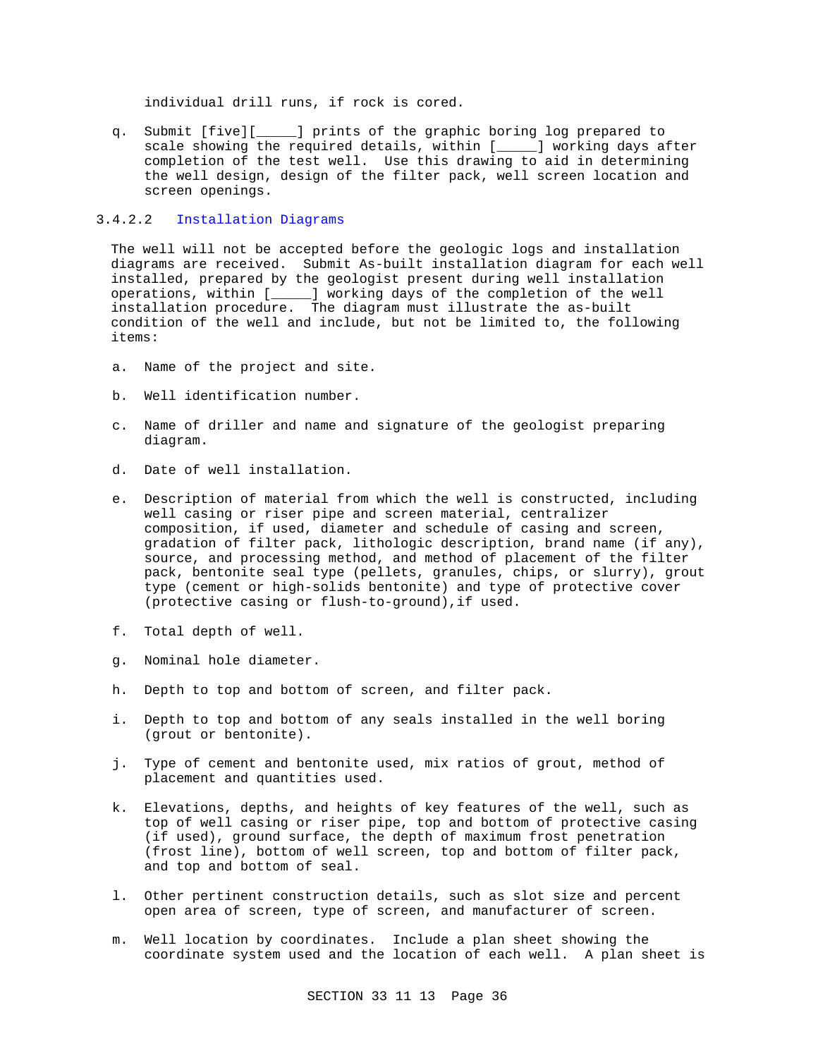individual drill runs, if rock is cored.

q. Submit [five][_____] prints of the graphic boring log prepared to scale showing the required details, within [_____] working days after completion of the test well. Use this drawing to aid in determining the well design, design of the filter pack, well screen location and screen openings.

#### 3.4.2.2 Installation Diagrams

The well will not be accepted before the geologic logs and installation diagrams are received. Submit As-built installation diagram for each well installed, prepared by the geologist present during well installation operations, within [_____] working days of the completion of the well installation procedure. The diagram must illustrate the as-built condition of the well and include, but not be limited to, the following items:

a. Name of the project and site.

b. Well identification number.

c. Name of driller and name and signature of the geologist preparing diagram.

d. Date of well installation.

e. Description of material from which the well is constructed, including well casing or riser pipe and screen material, centralizer composition, if used, diameter and schedule of casing and screen, gradation of filter pack, lithologic description, brand name (if any), source, and processing method, and method of placement of the filter pack, bentonite seal type (pellets, granules, chips, or slurry), grout type (cement or high-solids bentonite) and type of protective cover (protective casing or flush-to-ground),if used.

f. Total depth of well.

g. Nominal hole diameter.

h. Depth to top and bottom of screen, and filter pack.

i. Depth to top and bottom of any seals installed in the well boring (grout or bentonite).

j. Type of cement and bentonite used, mix ratios of grout, method of placement and quantities used.

k. Elevations, depths, and heights of key features of the well, such as top of well casing or riser pipe, top and bottom of protective casing (if used), ground surface, the depth of maximum frost penetration (frost line), bottom of well screen, top and bottom of filter pack, and top and bottom of seal.

l. Other pertinent construction details, such as slot size and percent open area of screen, type of screen, and manufacturer of screen.

m. Well location by coordinates. Include a plan sheet showing the coordinate system used and the location of each well. A plan sheet is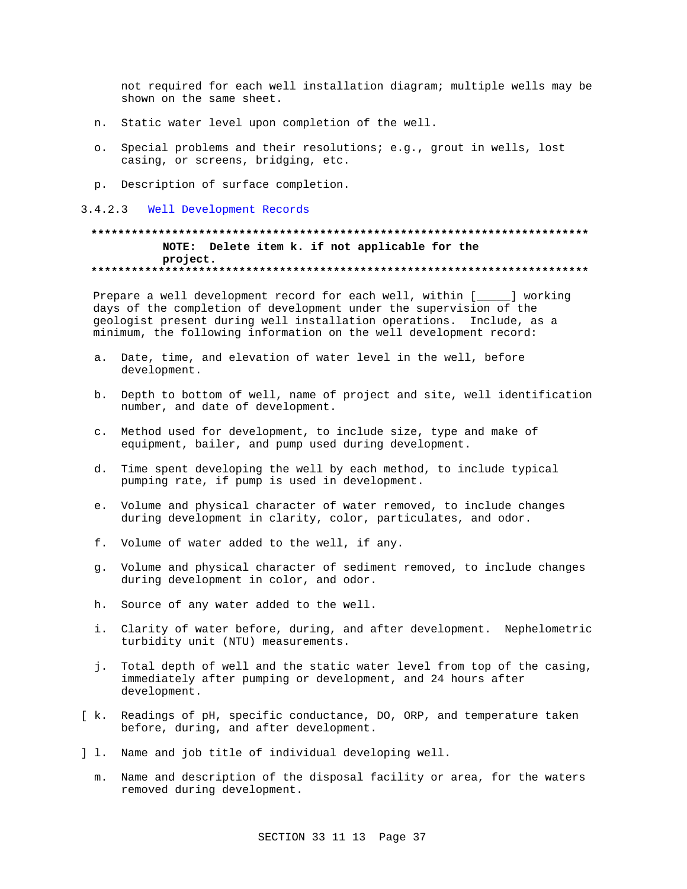not required for each well installation diagram; multiple wells may be shown on the same sheet.

n. Static water level upon completion of the well.

o. Special problems and their resolutions; e.g., grout in wells, lost casing, or screens, bridging, etc.

p. Description of surface completion.

#### 3.4.2.3 Well Development Records

**************************************************************************
**NOTE: Delete item k. if not applicable for the project.**
**************************************************************************

Prepare a well development record for each well, within [_____] working days of the completion of development under the supervision of the geologist present during well installation operations. Include, as a minimum, the following information on the well development record:

a. Date, time, and elevation of water level in the well, before development.

b. Depth to bottom of well, name of project and site, well identification number, and date of development.

c. Method used for development, to include size, type and make of equipment, bailer, and pump used during development.

d. Time spent developing the well by each method, to include typical pumping rate, if pump is used in development.

e. Volume and physical character of water removed, to include changes during development in clarity, color, particulates, and odor.

f. Volume of water added to the well, if any.

g. Volume and physical character of sediment removed, to include changes during development in color, and odor.

h. Source of any water added to the well.

i. Clarity of water before, during, and after development. Nephelometric turbidity unit (NTU) measurements.

j. Total depth of well and the static water level from top of the casing, immediately after pumping or development, and 24 hours after development.

[ k. Readings of pH, specific conductance, DO, ORP, and temperature taken before, during, and after development.

] l. Name and job title of individual developing well.

m. Name and description of the disposal facility or area, for the waters removed during development.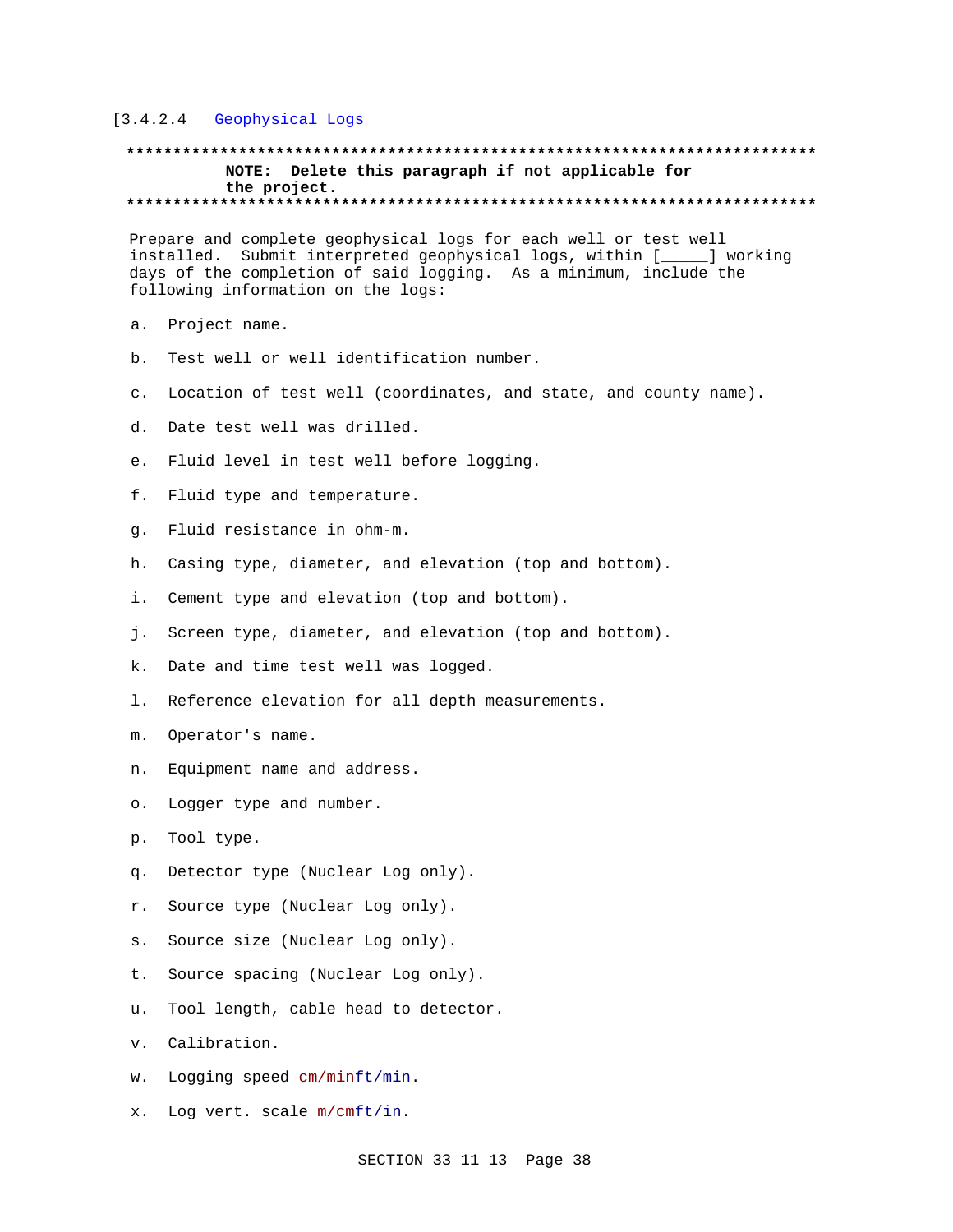[3.4.2.4 Geophysical Logs

**************************************************************************
**NOTE: Delete this paragraph if not applicable for the project.**
**************************************************************************

Prepare and complete geophysical logs for each well or test well installed. Submit interpreted geophysical logs, within [_____] working days of the completion of said logging. As a minimum, include the following information on the logs:

a. Project name.

b. Test well or well identification number.

c. Location of test well (coordinates, and state, and county name).

d. Date test well was drilled.

e. Fluid level in test well before logging.

f. Fluid type and temperature.

g. Fluid resistance in ohm-m.

h. Casing type, diameter, and elevation (top and bottom).

i. Cement type and elevation (top and bottom).

j. Screen type, diameter, and elevation (top and bottom).

k. Date and time test well was logged.

l. Reference elevation for all depth measurements.

m. Operator's name.

n. Equipment name and address.

o. Logger type and number.

p. Tool type.

q. Detector type (Nuclear Log only).

r. Source type (Nuclear Log only).

s. Source size (Nuclear Log only).

t. Source spacing (Nuclear Log only).

u. Tool length, cable head to detector.

v. Calibration.

w. Logging speed cm/minft/min.

x. Log vert. scale m/cmft/in.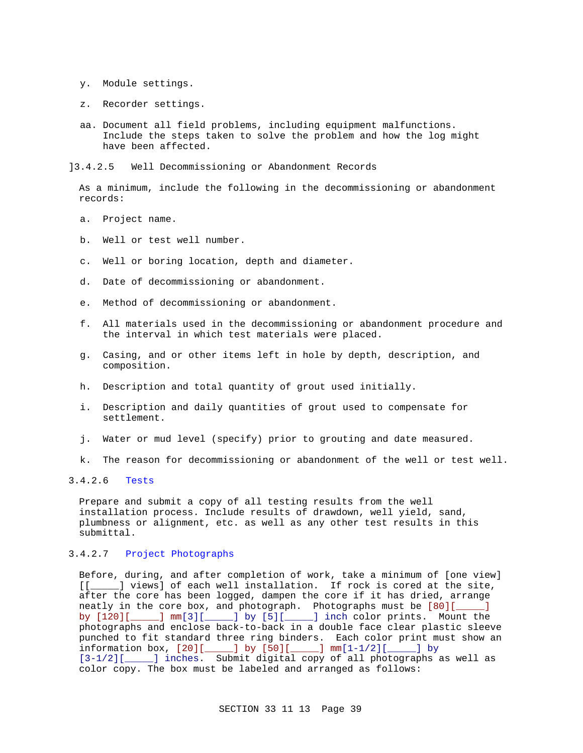y. Module settings.

z. Recorder settings.

aa. Document all field problems, including equipment malfunctions. Include the steps taken to solve the problem and how the log might have been affected.

]3.4.2.5 Well Decommissioning or Abandonment Records

As a minimum, include the following in the decommissioning or abandonment records:

a. Project name.

b. Well or test well number.

c. Well or boring location, depth and diameter.

d. Date of decommissioning or abandonment.

e. Method of decommissioning or abandonment.

f. All materials used in the decommissioning or abandonment procedure and the interval in which test materials were placed.

g. Casing, and or other items left in hole by depth, description, and composition.

h. Description and total quantity of grout used initially.

i. Description and daily quantities of grout used to compensate for settlement.

j. Water or mud level (specify) prior to grouting and date measured.

k. The reason for decommissioning or abandonment of the well or test well.

3.4.2.6 Tests

Prepare and submit a copy of all testing results from the well installation process. Include results of drawdown, well yield, sand, plumbness or alignment, etc. as well as any other test results in this submittal.

3.4.2.7 Project Photographs

Before, during, and after completion of work, take a minimum of [one view][[_____] views] of each well installation. If rock is cored at the site, after the core has been logged, dampen the core if it has dried, arrange neatly in the core box, and photograph. Photographs must be [80][_____] by [120][_____] mm[3][_____] by [5][_____] inch color prints. Mount the photographs and enclose back-to-back in a double face clear plastic sleeve punched to fit standard three ring binders. Each color print must show an information box, [20][_____] by [50][_____] mm[1-1/2][_____] by [3-1/2][_____] inches. Submit digital copy of all photographs as well as color copy. The box must be labeled and arranged as follows: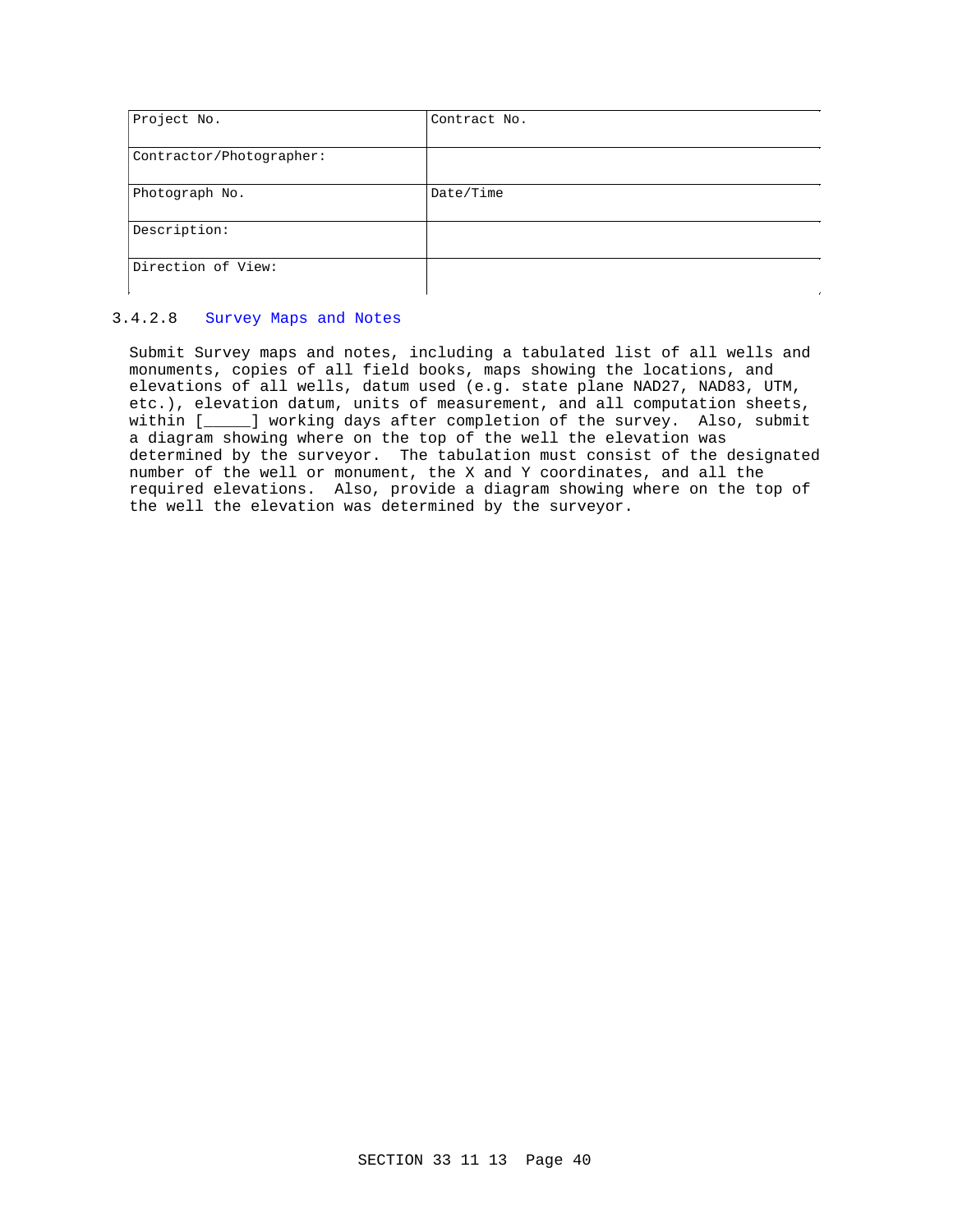| Project No. | Contract No. |
|---|---|
| Contractor/Photographer: | |
| Photograph No. | Date/Time |
| Description: | |
| Direction of View: | |

#### 3.4.2.8 Survey Maps and Notes

Submit Survey maps and notes, including a tabulated list of all wells and monuments, copies of all field books, maps showing the locations, and elevations of all wells, datum used (e.g. state plane NAD27, NAD83, UTM, etc.), elevation datum, units of measurement, and all computation sheets, within [_____] working days after completion of the survey. Also, submit a diagram showing where on the top of the well the elevation was determined by the surveyor. The tabulation must consist of the designated number of the well or monument, the X and Y coordinates, and all the required elevations. Also, provide a diagram showing where on the top of the well the elevation was determined by the surveyor.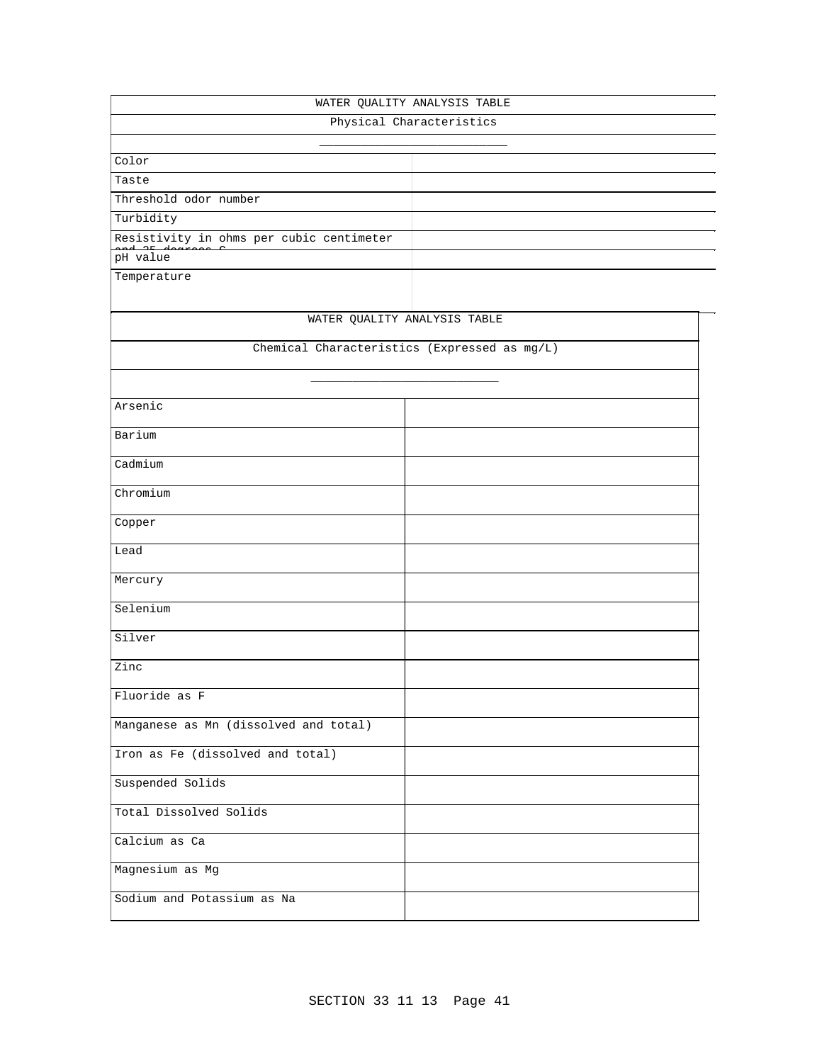| WATER QUALITY ANALYSIS TABLE | |
|---|---|
| Physical Characteristics | |
| ___________________________ | |
| Color | |
| Taste | |
| Threshold odor number | |
| Turbidity | |
| Resistivity in ohms per cubic centimeter and 25 degrees C | |
| pH value | |
| Temperature | |

| WATER QUALITY ANALYSIS TABLE | |
|---|---|
| Chemical Characteristics (Expressed as mg/L) | |
| ___________________________ | |
| Arsenic | |
| Barium | |
| Cadmium | |
| Chromium | |
| Copper | |
| Lead | |
| Mercury | |
| Selenium | |
| Silver | |
| Zinc | |
| Fluoride as F | |
| Manganese as Mn (dissolved and total) | |
| Iron as Fe (dissolved and total) | |
| Suspended Solids | |
| Total Dissolved Solids | |
| Calcium as Ca | |
| Magnesium as Mg | |
| Sodium and Potassium as Na | |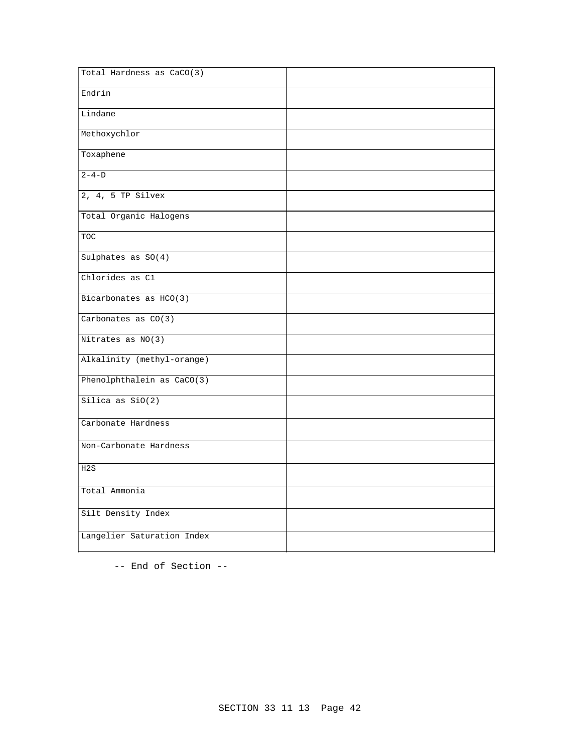| | |
|---|---|
| Total Hardness as CaCO(3) | |
| Endrin | |
| Lindane | |
| Methoxychlor | |
| Toxaphene | |
| 2-4-D | |
| 2, 4, 5 TP Silvex | |
| Total Organic Halogens | |
| TOC | |
| Sulphates as SO(4) | |
| Chlorides as C1 | |
| Bicarbonates as HCO(3) | |
| Carbonates as CO(3) | |
| Nitrates as NO(3) | |
| Alkalinity (methyl-orange) | |
| Phenolphthalein as CaCO(3) | |
| Silica as SiO(2) | |
| Carbonate Hardness | |
| Non-Carbonate Hardness | |
| H2S | |
| Total Ammonia | |
| Silt Density Index | |
| Langelier Saturation Index | |

-- End of Section --